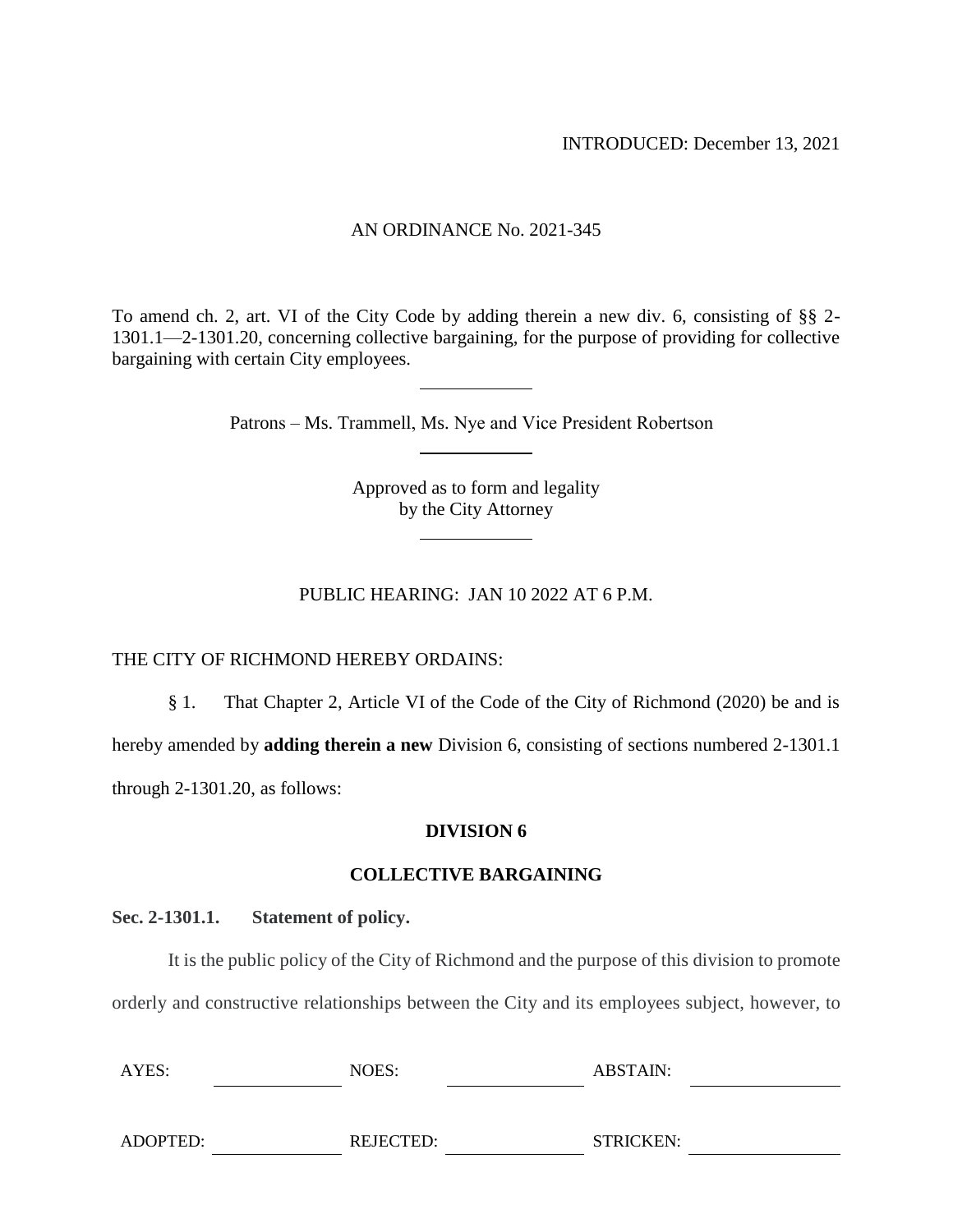INTRODUCED: December 13, 2021

AN ORDINANCE No. 2021-345

To amend ch. 2, art. VI of the City Code by adding therein a new div. 6, consisting of §§ 2-1301.1—2-1301.20, concerning collective bargaining, for the purpose of providing for collective bargaining with certain City employees.

---

Patrons – Ms. Trammell, Ms. Nye and Vice President Robertson

---

Approved as to form and legality
by the City Attorney

---

PUBLIC HEARING: JAN 10 2022 AT 6 P.M.

THE CITY OF RICHMOND HEREBY ORDAINS:

§ 1. That Chapter 2, Article VI of the Code of the City of Richmond (2020) be and is hereby amended by **adding therein a new** Division 6, consisting of sections numbered 2-1301.1 through 2-1301.20, as follows:

**DIVISION 6**

**COLLECTIVE BARGAINING**

**Sec. 2-1301.1. Statement of policy.**

It is the public policy of the City of Richmond and the purpose of this division to promote orderly and constructive relationships between the City and its employees subject, however, to

| AYES: | | NOES: | | ABSTAIN: | |
|---|---|---|---|---|---|
| ADOPTED: | | REJECTED: | | STRICKEN: | |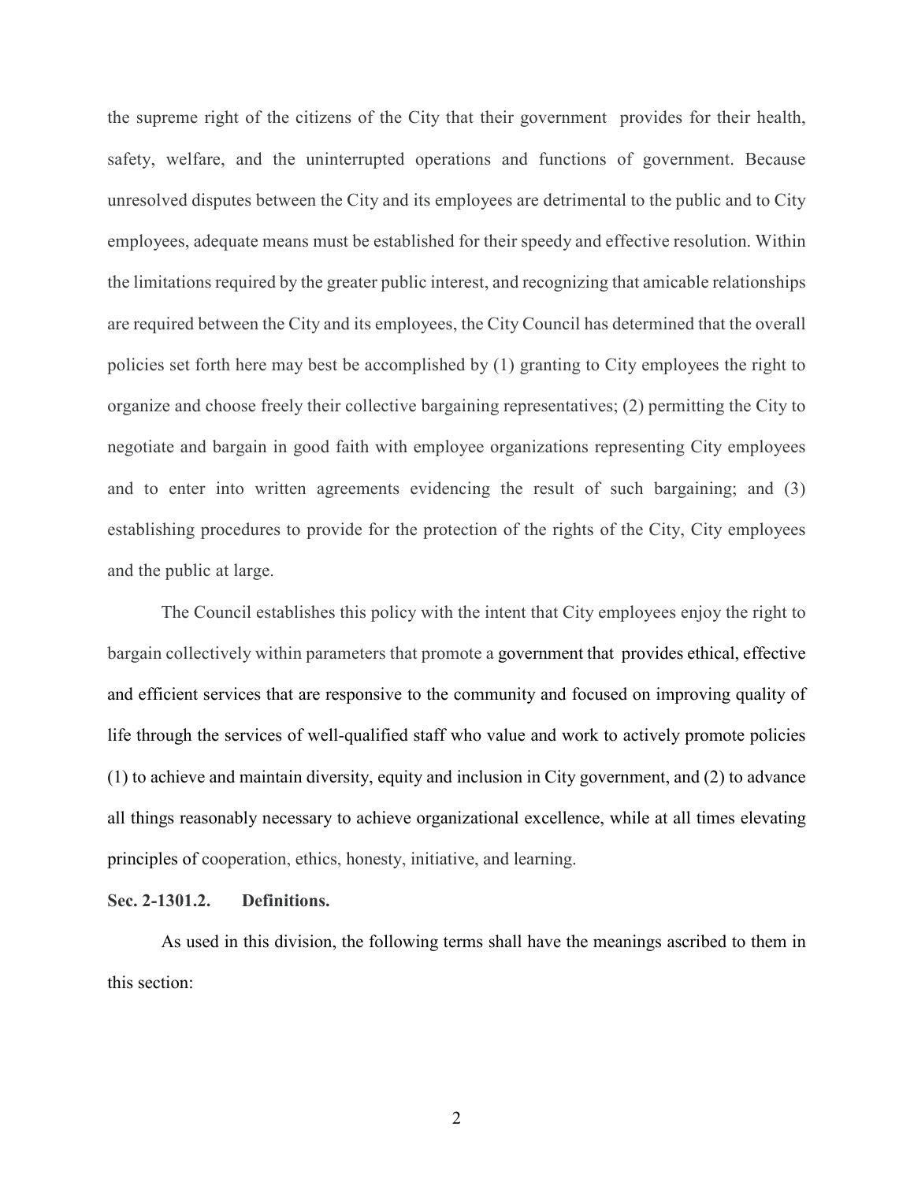the supreme right of the citizens of the City that their government provides for their health, safety, welfare, and the uninterrupted operations and functions of government. Because unresolved disputes between the City and its employees are detrimental to the public and to City employees, adequate means must be established for their speedy and effective resolution. Within the limitations required by the greater public interest, and recognizing that amicable relationships are required between the City and its employees, the City Council has determined that the overall policies set forth here may best be accomplished by (1) granting to City employees the right to organize and choose freely their collective bargaining representatives; (2) permitting the City to negotiate and bargain in good faith with employee organizations representing City employees and to enter into written agreements evidencing the result of such bargaining; and (3) establishing procedures to provide for the protection of the rights of the City, City employees and the public at large.

The Council establishes this policy with the intent that City employees enjoy the right to bargain collectively within parameters that promote a government that provides ethical, effective and efficient services that are responsive to the community and focused on improving quality of life through the services of well-qualified staff who value and work to actively promote policies (1) to achieve and maintain diversity, equity and inclusion in City government, and (2) to advance all things reasonably necessary to achieve organizational excellence, while at all times elevating principles of cooperation, ethics, honesty, initiative, and learning.

**Sec. 2-1301.2. Definitions.**

As used in this division, the following terms shall have the meanings ascribed to them in this section: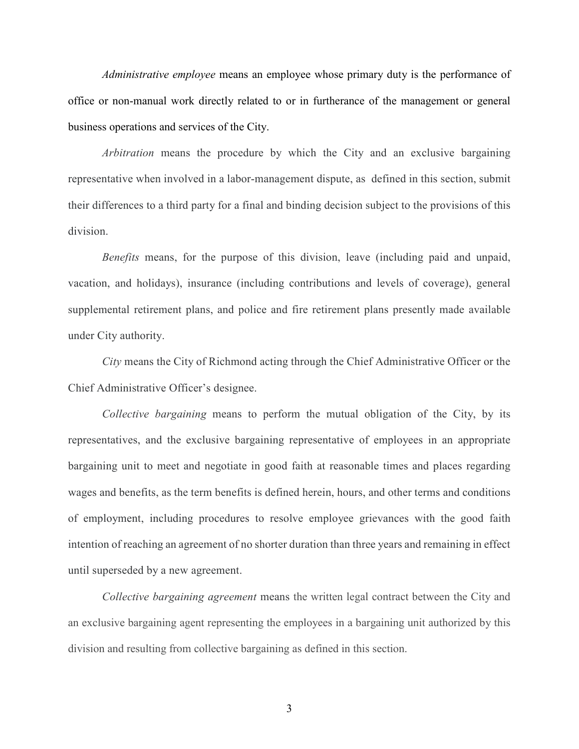*Administrative employee* means an employee whose primary duty is the performance of office or non-manual work directly related to or in furtherance of the management or general business operations and services of the City.

*Arbitration* means the procedure by which the City and an exclusive bargaining representative when involved in a labor-management dispute, as defined in this section, submit their differences to a third party for a final and binding decision subject to the provisions of this division.

*Benefits* means, for the purpose of this division, leave (including paid and unpaid, vacation, and holidays), insurance (including contributions and levels of coverage), general supplemental retirement plans, and police and fire retirement plans presently made available under City authority.

*City* means the City of Richmond acting through the Chief Administrative Officer or the Chief Administrative Officer's designee.

*Collective bargaining* means to perform the mutual obligation of the City, by its representatives, and the exclusive bargaining representative of employees in an appropriate bargaining unit to meet and negotiate in good faith at reasonable times and places regarding wages and benefits, as the term benefits is defined herein, hours, and other terms and conditions of employment, including procedures to resolve employee grievances with the good faith intention of reaching an agreement of no shorter duration than three years and remaining in effect until superseded by a new agreement.

*Collective bargaining agreement* means the written legal contract between the City and an exclusive bargaining agent representing the employees in a bargaining unit authorized by this division and resulting from collective bargaining as defined in this section.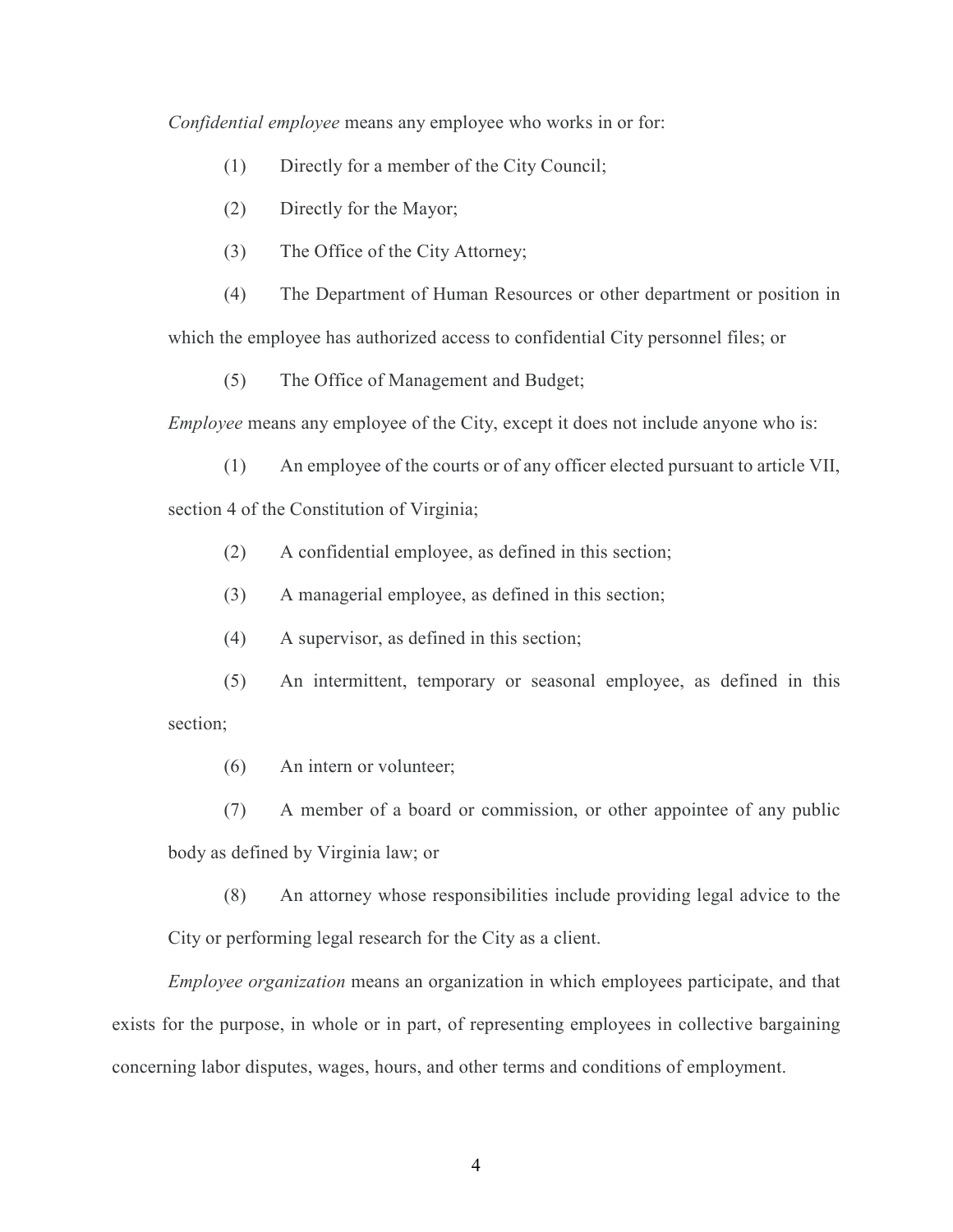*Confidential employee* means any employee who works in or for:

(1) Directly for a member of the City Council;

(2) Directly for the Mayor;

(3) The Office of the City Attorney;

(4) The Department of Human Resources or other department or position in which the employee has authorized access to confidential City personnel files; or

(5) The Office of Management and Budget;

*Employee* means any employee of the City, except it does not include anyone who is:

(1) An employee of the courts or of any officer elected pursuant to article VII, section 4 of the Constitution of Virginia;

(2) A confidential employee, as defined in this section;

(3) A managerial employee, as defined in this section;

(4) A supervisor, as defined in this section;

(5) An intermittent, temporary or seasonal employee, as defined in this section;

(6) An intern or volunteer;

(7) A member of a board or commission, or other appointee of any public body as defined by Virginia law; or

(8) An attorney whose responsibilities include providing legal advice to the City or performing legal research for the City as a client.

*Employee organization* means an organization in which employees participate, and that exists for the purpose, in whole or in part, of representing employees in collective bargaining concerning labor disputes, wages, hours, and other terms and conditions of employment.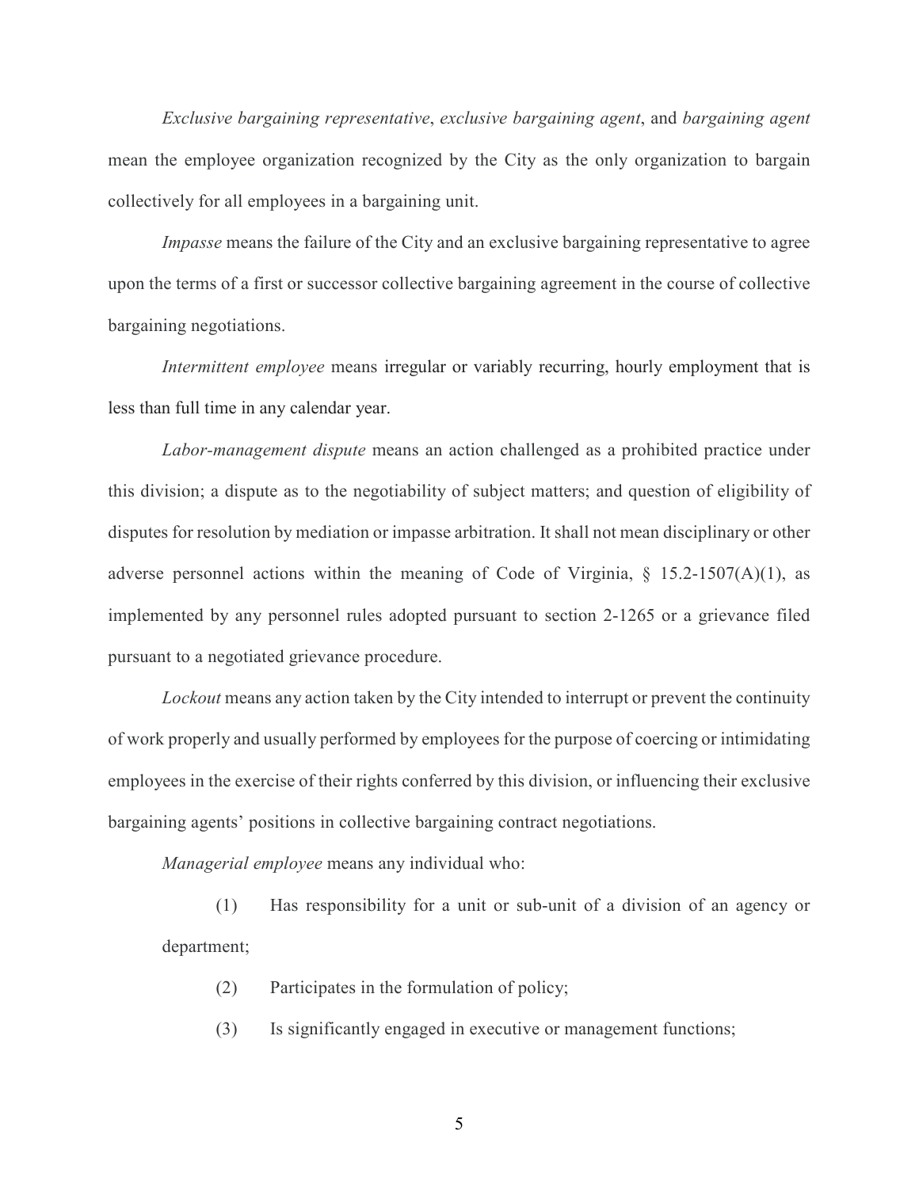*Exclusive bargaining representative*, *exclusive bargaining agent*, and *bargaining agent* mean the employee organization recognized by the City as the only organization to bargain collectively for all employees in a bargaining unit.

*Impasse* means the failure of the City and an exclusive bargaining representative to agree upon the terms of a first or successor collective bargaining agreement in the course of collective bargaining negotiations.

*Intermittent employee* means irregular or variably recurring, hourly employment that is less than full time in any calendar year.

*Labor-management dispute* means an action challenged as a prohibited practice under this division; a dispute as to the negotiability of subject matters; and question of eligibility of disputes for resolution by mediation or impasse arbitration. It shall not mean disciplinary or other adverse personnel actions within the meaning of Code of Virginia, § 15.2-1507(A)(1), as implemented by any personnel rules adopted pursuant to section 2-1265 or a grievance filed pursuant to a negotiated grievance procedure.

*Lockout* means any action taken by the City intended to interrupt or prevent the continuity of work properly and usually performed by employees for the purpose of coercing or intimidating employees in the exercise of their rights conferred by this division, or influencing their exclusive bargaining agents' positions in collective bargaining contract negotiations.

*Managerial employee* means any individual who:

(1) Has responsibility for a unit or sub-unit of a division of an agency or department;

(2) Participates in the formulation of policy;

(3) Is significantly engaged in executive or management functions;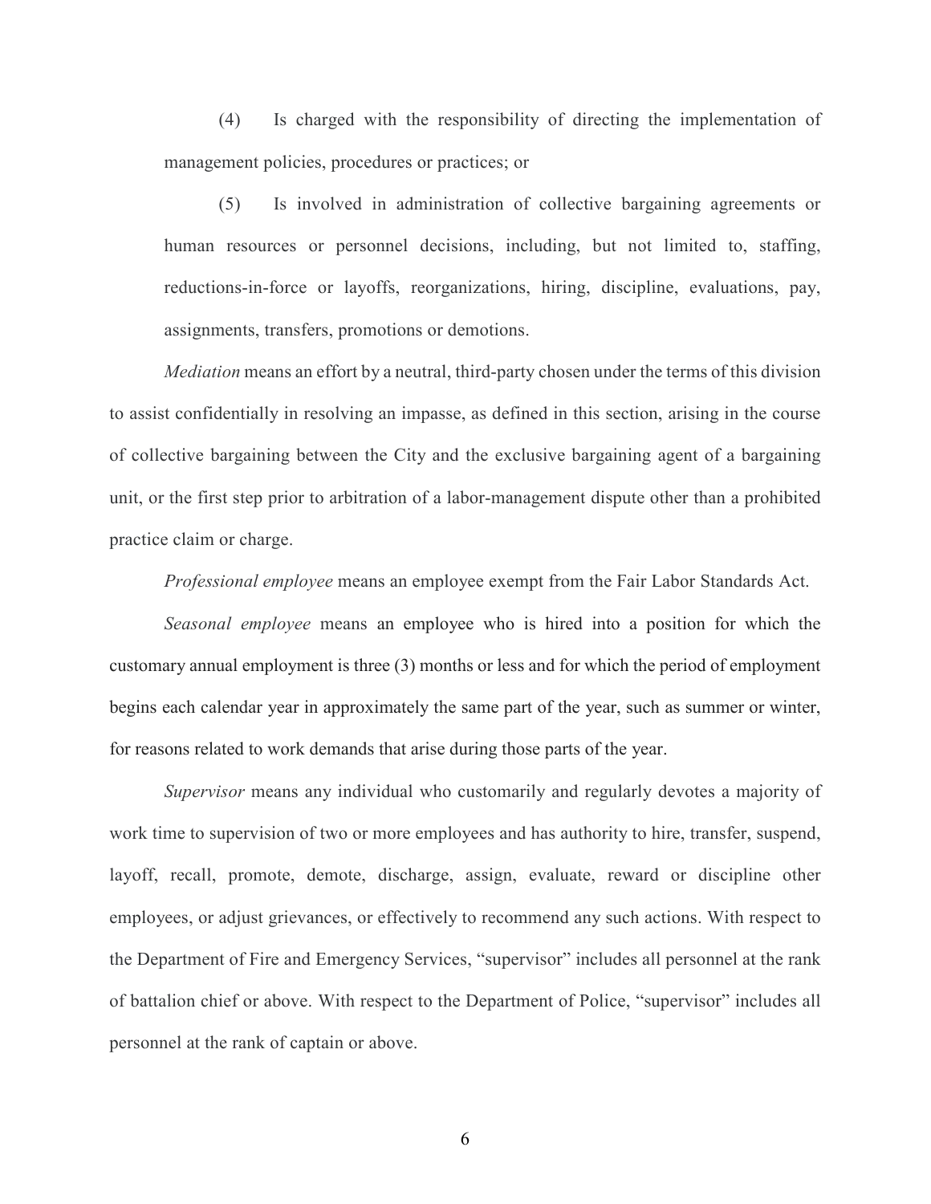(4) Is charged with the responsibility of directing the implementation of management policies, procedures or practices; or

(5) Is involved in administration of collective bargaining agreements or human resources or personnel decisions, including, but not limited to, staffing, reductions-in-force or layoffs, reorganizations, hiring, discipline, evaluations, pay, assignments, transfers, promotions or demotions.

*Mediation* means an effort by a neutral, third-party chosen under the terms of this division to assist confidentially in resolving an impasse, as defined in this section, arising in the course of collective bargaining between the City and the exclusive bargaining agent of a bargaining unit, or the first step prior to arbitration of a labor-management dispute other than a prohibited practice claim or charge.

*Professional employee* means an employee exempt from the Fair Labor Standards Act.

*Seasonal employee* means an employee who is hired into a position for which the customary annual employment is three (3) months or less and for which the period of employment begins each calendar year in approximately the same part of the year, such as summer or winter, for reasons related to work demands that arise during those parts of the year.

*Supervisor* means any individual who customarily and regularly devotes a majority of work time to supervision of two or more employees and has authority to hire, transfer, suspend, layoff, recall, promote, demote, discharge, assign, evaluate, reward or discipline other employees, or adjust grievances, or effectively to recommend any such actions. With respect to the Department of Fire and Emergency Services, "supervisor" includes all personnel at the rank of battalion chief or above. With respect to the Department of Police, "supervisor" includes all personnel at the rank of captain or above.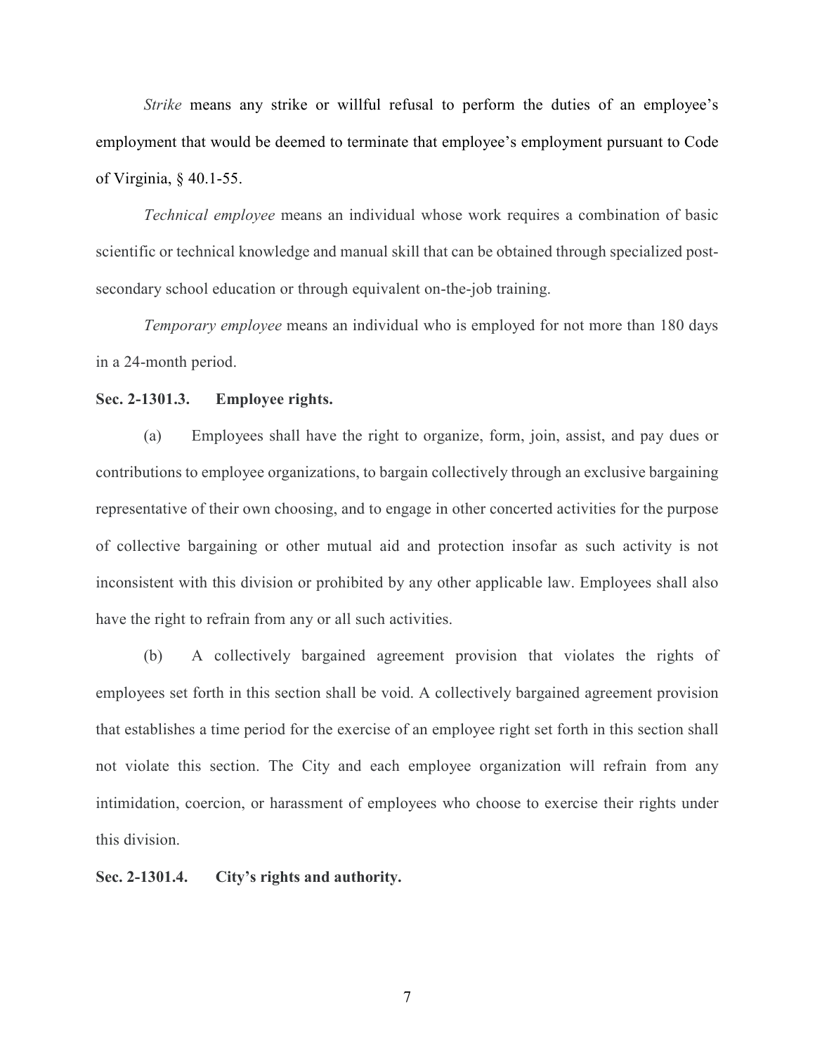*Strike* means any strike or willful refusal to perform the duties of an employee's employment that would be deemed to terminate that employee's employment pursuant to Code of Virginia, § 40.1-55.

*Technical employee* means an individual whose work requires a combination of basic scientific or technical knowledge and manual skill that can be obtained through specialized post-secondary school education or through equivalent on-the-job training.

*Temporary employee* means an individual who is employed for not more than 180 days in a 24-month period.

**Sec. 2-1301.3. Employee rights.**

(a) Employees shall have the right to organize, form, join, assist, and pay dues or contributions to employee organizations, to bargain collectively through an exclusive bargaining representative of their own choosing, and to engage in other concerted activities for the purpose of collective bargaining or other mutual aid and protection insofar as such activity is not inconsistent with this division or prohibited by any other applicable law. Employees shall also have the right to refrain from any or all such activities.

(b) A collectively bargained agreement provision that violates the rights of employees set forth in this section shall be void. A collectively bargained agreement provision that establishes a time period for the exercise of an employee right set forth in this section shall not violate this section. The City and each employee organization will refrain from any intimidation, coercion, or harassment of employees who choose to exercise their rights under this division.

**Sec. 2-1301.4. City's rights and authority.**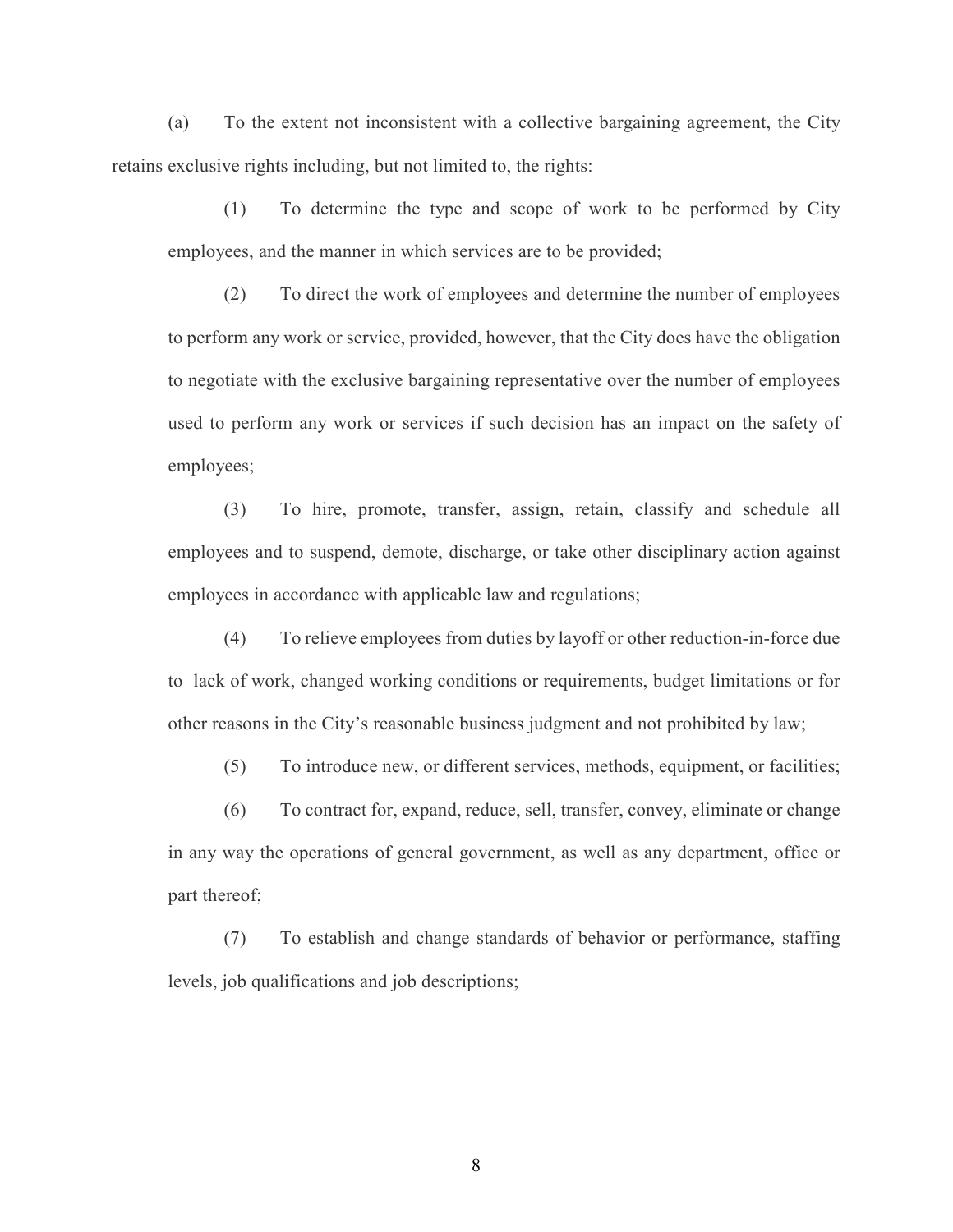(a) To the extent not inconsistent with a collective bargaining agreement, the City retains exclusive rights including, but not limited to, the rights:

(1) To determine the type and scope of work to be performed by City employees, and the manner in which services are to be provided;

(2) To direct the work of employees and determine the number of employees to perform any work or service, provided, however, that the City does have the obligation to negotiate with the exclusive bargaining representative over the number of employees used to perform any work or services if such decision has an impact on the safety of employees;

(3) To hire, promote, transfer, assign, retain, classify and schedule all employees and to suspend, demote, discharge, or take other disciplinary action against employees in accordance with applicable law and regulations;

(4) To relieve employees from duties by layoff or other reduction-in-force due to lack of work, changed working conditions or requirements, budget limitations or for other reasons in the City's reasonable business judgment and not prohibited by law;

(5) To introduce new, or different services, methods, equipment, or facilities;

(6) To contract for, expand, reduce, sell, transfer, convey, eliminate or change in any way the operations of general government, as well as any department, office or part thereof;

(7) To establish and change standards of behavior or performance, staffing levels, job qualifications and job descriptions;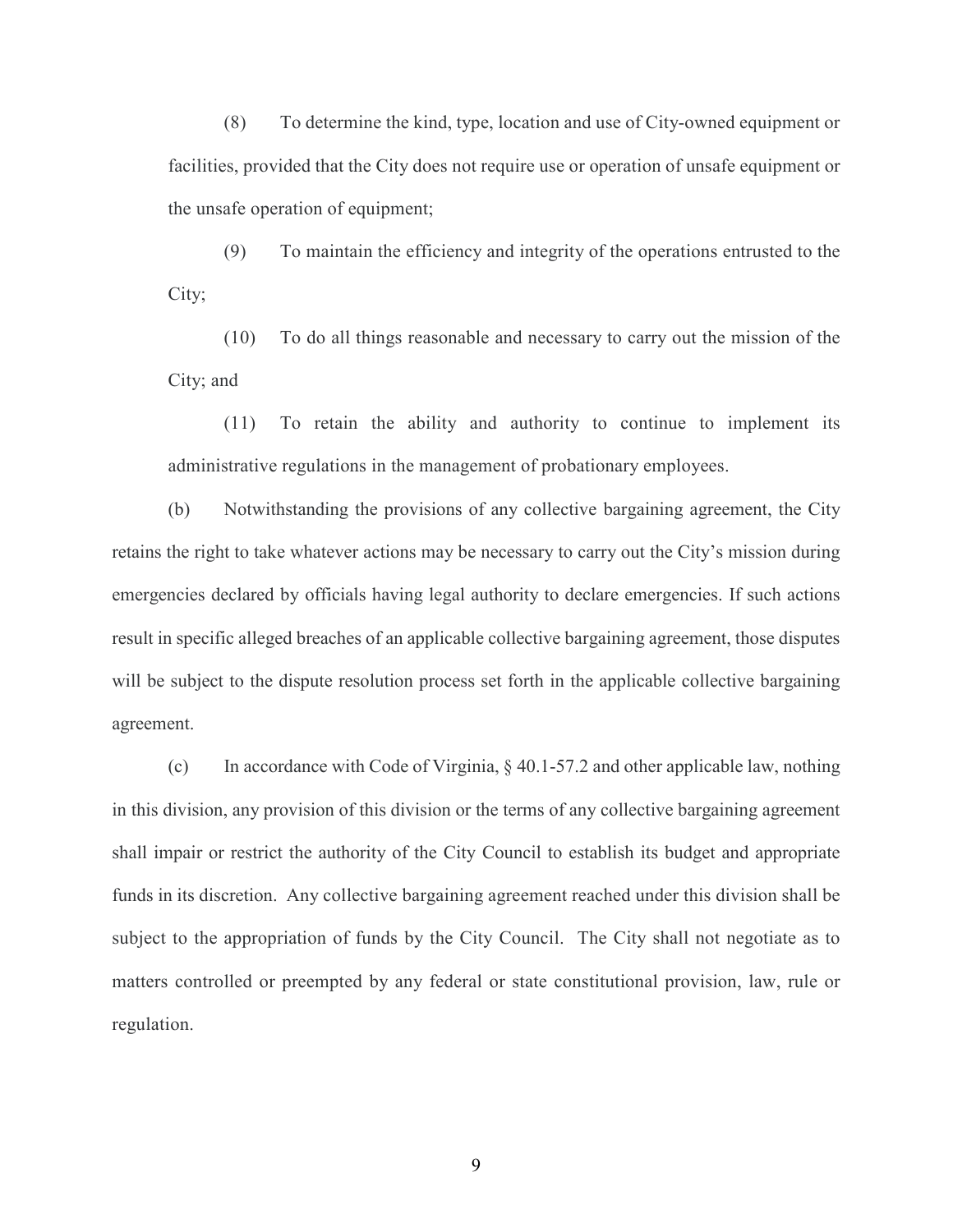(8) To determine the kind, type, location and use of City-owned equipment or facilities, provided that the City does not require use or operation of unsafe equipment or the unsafe operation of equipment;

(9) To maintain the efficiency and integrity of the operations entrusted to the City;

(10) To do all things reasonable and necessary to carry out the mission of the City; and

(11) To retain the ability and authority to continue to implement its administrative regulations in the management of probationary employees.

(b) Notwithstanding the provisions of any collective bargaining agreement, the City retains the right to take whatever actions may be necessary to carry out the City's mission during emergencies declared by officials having legal authority to declare emergencies. If such actions result in specific alleged breaches of an applicable collective bargaining agreement, those disputes will be subject to the dispute resolution process set forth in the applicable collective bargaining agreement.

(c) In accordance with Code of Virginia, § 40.1-57.2 and other applicable law, nothing in this division, any provision of this division or the terms of any collective bargaining agreement shall impair or restrict the authority of the City Council to establish its budget and appropriate funds in its discretion. Any collective bargaining agreement reached under this division shall be subject to the appropriation of funds by the City Council. The City shall not negotiate as to matters controlled or preempted by any federal or state constitutional provision, law, rule or regulation.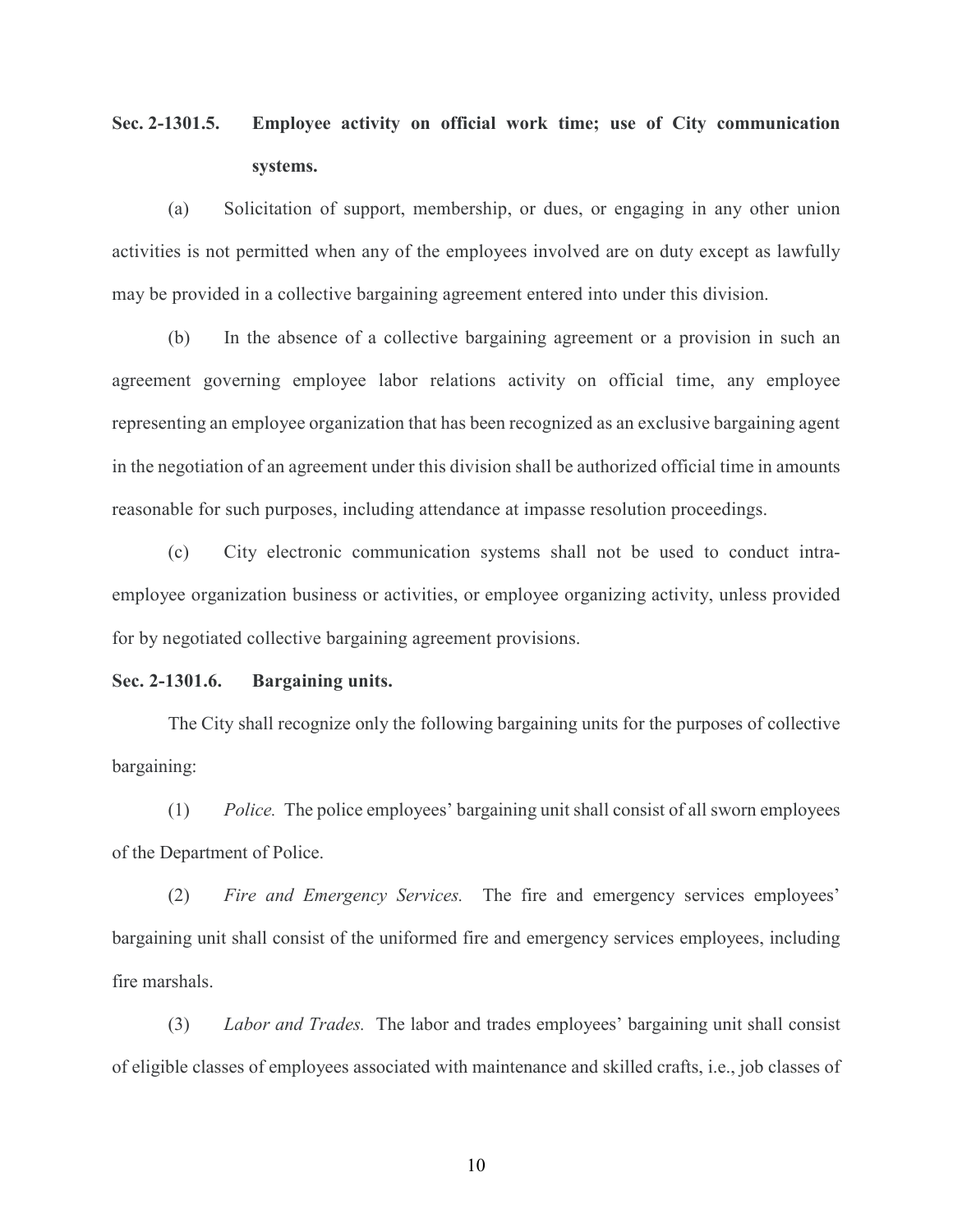### Sec. 2-1301.5. Employee activity on official work time; use of City communication systems.

(a) Solicitation of support, membership, or dues, or engaging in any other union activities is not permitted when any of the employees involved are on duty except as lawfully may be provided in a collective bargaining agreement entered into under this division.

(b) In the absence of a collective bargaining agreement or a provision in such an agreement governing employee labor relations activity on official time, any employee representing an employee organization that has been recognized as an exclusive bargaining agent in the negotiation of an agreement under this division shall be authorized official time in amounts reasonable for such purposes, including attendance at impasse resolution proceedings.

(c) City electronic communication systems shall not be used to conduct intra-employee organization business or activities, or employee organizing activity, unless provided for by negotiated collective bargaining agreement provisions.

### Sec. 2-1301.6. Bargaining units.

The City shall recognize only the following bargaining units for the purposes of collective bargaining:

(1) *Police.* The police employees' bargaining unit shall consist of all sworn employees of the Department of Police.

(2) *Fire and Emergency Services.* The fire and emergency services employees' bargaining unit shall consist of the uniformed fire and emergency services employees, including fire marshals.

(3) *Labor and Trades.* The labor and trades employees' bargaining unit shall consist of eligible classes of employees associated with maintenance and skilled crafts, i.e., job classes of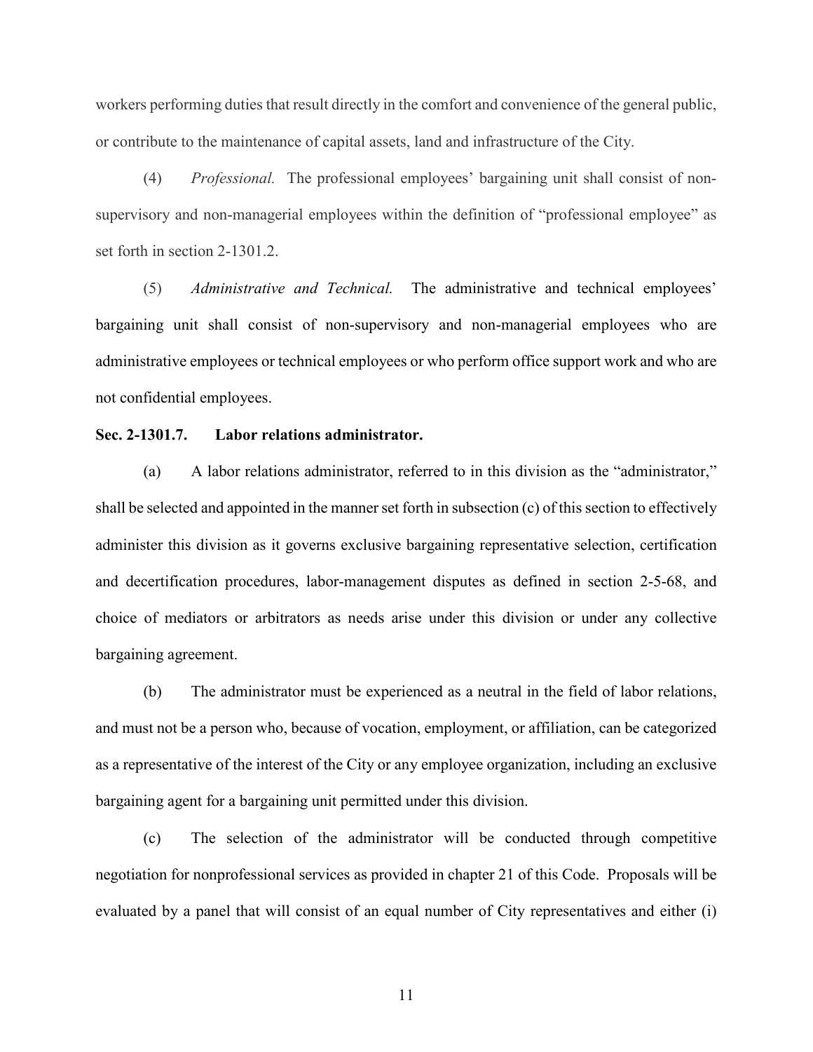workers performing duties that result directly in the comfort and convenience of the general public, or contribute to the maintenance of capital assets, land and infrastructure of the City.

(4) *Professional.* The professional employees' bargaining unit shall consist of non-supervisory and non-managerial employees within the definition of "professional employee" as set forth in section 2-1301.2.

(5) *Administrative and Technical.* The administrative and technical employees' bargaining unit shall consist of non-supervisory and non-managerial employees who are administrative employees or technical employees or who perform office support work and who are not confidential employees.

**Sec. 2-1301.7. Labor relations administrator.**

(a) A labor relations administrator, referred to in this division as the "administrator," shall be selected and appointed in the manner set forth in subsection (c) of this section to effectively administer this division as it governs exclusive bargaining representative selection, certification and decertification procedures, labor-management disputes as defined in section 2-5-68, and choice of mediators or arbitrators as needs arise under this division or under any collective bargaining agreement.

(b) The administrator must be experienced as a neutral in the field of labor relations, and must not be a person who, because of vocation, employment, or affiliation, can be categorized as a representative of the interest of the City or any employee organization, including an exclusive bargaining agent for a bargaining unit permitted under this division.

(c) The selection of the administrator will be conducted through competitive negotiation for nonprofessional services as provided in chapter 21 of this Code. Proposals will be evaluated by a panel that will consist of an equal number of City representatives and either (i)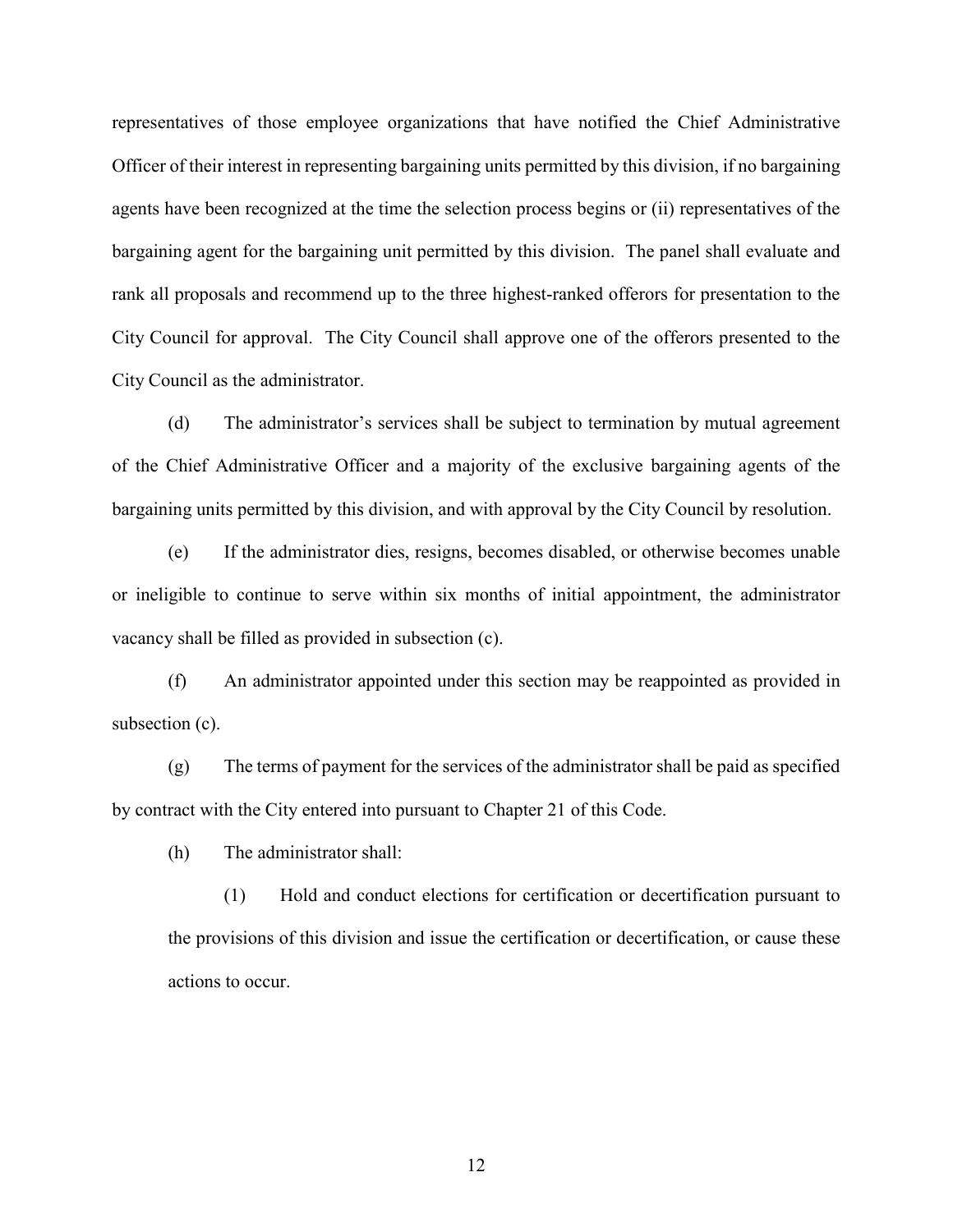representatives of those employee organizations that have notified the Chief Administrative Officer of their interest in representing bargaining units permitted by this division, if no bargaining agents have been recognized at the time the selection process begins or (ii) representatives of the bargaining agent for the bargaining unit permitted by this division. The panel shall evaluate and rank all proposals and recommend up to the three highest-ranked offerors for presentation to the City Council for approval. The City Council shall approve one of the offerors presented to the City Council as the administrator.

(d) The administrator's services shall be subject to termination by mutual agreement of the Chief Administrative Officer and a majority of the exclusive bargaining agents of the bargaining units permitted by this division, and with approval by the City Council by resolution.

(e) If the administrator dies, resigns, becomes disabled, or otherwise becomes unable or ineligible to continue to serve within six months of initial appointment, the administrator vacancy shall be filled as provided in subsection (c).

(f) An administrator appointed under this section may be reappointed as provided in subsection (c).

(g) The terms of payment for the services of the administrator shall be paid as specified by contract with the City entered into pursuant to Chapter 21 of this Code.

(h) The administrator shall:

(1) Hold and conduct elections for certification or decertification pursuant to the provisions of this division and issue the certification or decertification, or cause these actions to occur.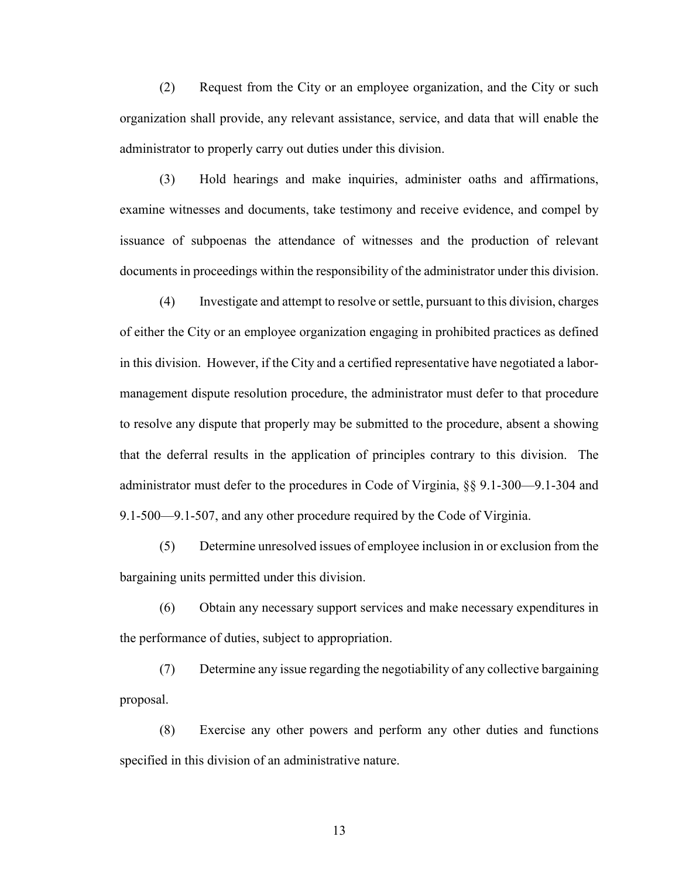(2) Request from the City or an employee organization, and the City or such organization shall provide, any relevant assistance, service, and data that will enable the administrator to properly carry out duties under this division.

(3) Hold hearings and make inquiries, administer oaths and affirmations, examine witnesses and documents, take testimony and receive evidence, and compel by issuance of subpoenas the attendance of witnesses and the production of relevant documents in proceedings within the responsibility of the administrator under this division.

(4) Investigate and attempt to resolve or settle, pursuant to this division, charges of either the City or an employee organization engaging in prohibited practices as defined in this division. However, if the City and a certified representative have negotiated a labor-management dispute resolution procedure, the administrator must defer to that procedure to resolve any dispute that properly may be submitted to the procedure, absent a showing that the deferral results in the application of principles contrary to this division. The administrator must defer to the procedures in Code of Virginia, §§ 9.1-300—9.1-304 and 9.1-500—9.1-507, and any other procedure required by the Code of Virginia.

(5) Determine unresolved issues of employee inclusion in or exclusion from the bargaining units permitted under this division.

(6) Obtain any necessary support services and make necessary expenditures in the performance of duties, subject to appropriation.

(7) Determine any issue regarding the negotiability of any collective bargaining proposal.

(8) Exercise any other powers and perform any other duties and functions specified in this division of an administrative nature.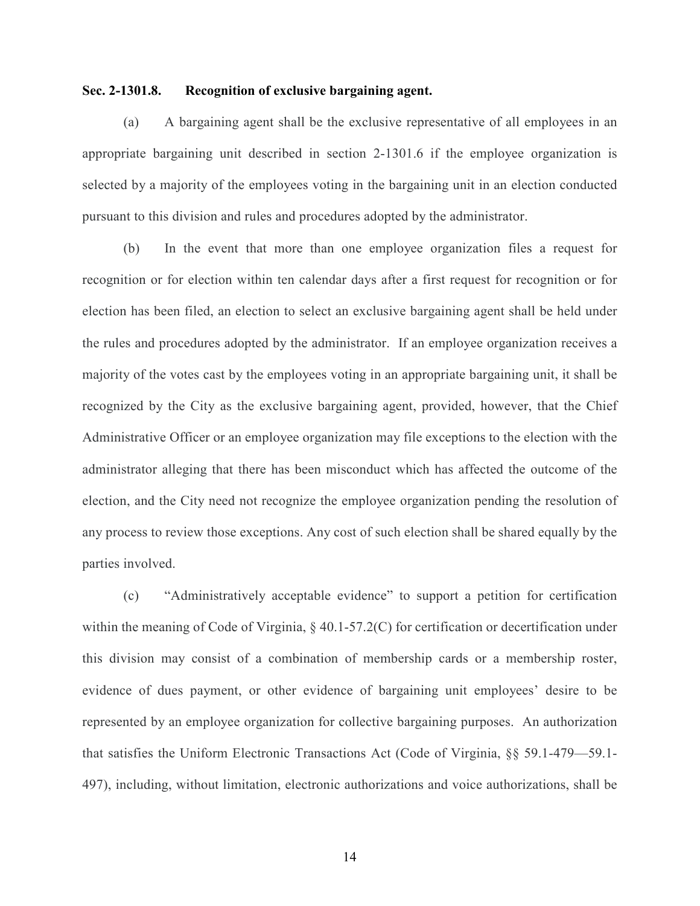**Sec. 2-1301.8. Recognition of exclusive bargaining agent.**

(a) A bargaining agent shall be the exclusive representative of all employees in an appropriate bargaining unit described in section 2-1301.6 if the employee organization is selected by a majority of the employees voting in the bargaining unit in an election conducted pursuant to this division and rules and procedures adopted by the administrator.

(b) In the event that more than one employee organization files a request for recognition or for election within ten calendar days after a first request for recognition or for election has been filed, an election to select an exclusive bargaining agent shall be held under the rules and procedures adopted by the administrator. If an employee organization receives a majority of the votes cast by the employees voting in an appropriate bargaining unit, it shall be recognized by the City as the exclusive bargaining agent, provided, however, that the Chief Administrative Officer or an employee organization may file exceptions to the election with the administrator alleging that there has been misconduct which has affected the outcome of the election, and the City need not recognize the employee organization pending the resolution of any process to review those exceptions. Any cost of such election shall be shared equally by the parties involved.

(c) "Administratively acceptable evidence" to support a petition for certification within the meaning of Code of Virginia, § 40.1-57.2(C) for certification or decertification under this division may consist of a combination of membership cards or a membership roster, evidence of dues payment, or other evidence of bargaining unit employees' desire to be represented by an employee organization for collective bargaining purposes. An authorization that satisfies the Uniform Electronic Transactions Act (Code of Virginia, §§ 59.1-479—59.1-497), including, without limitation, electronic authorizations and voice authorizations, shall be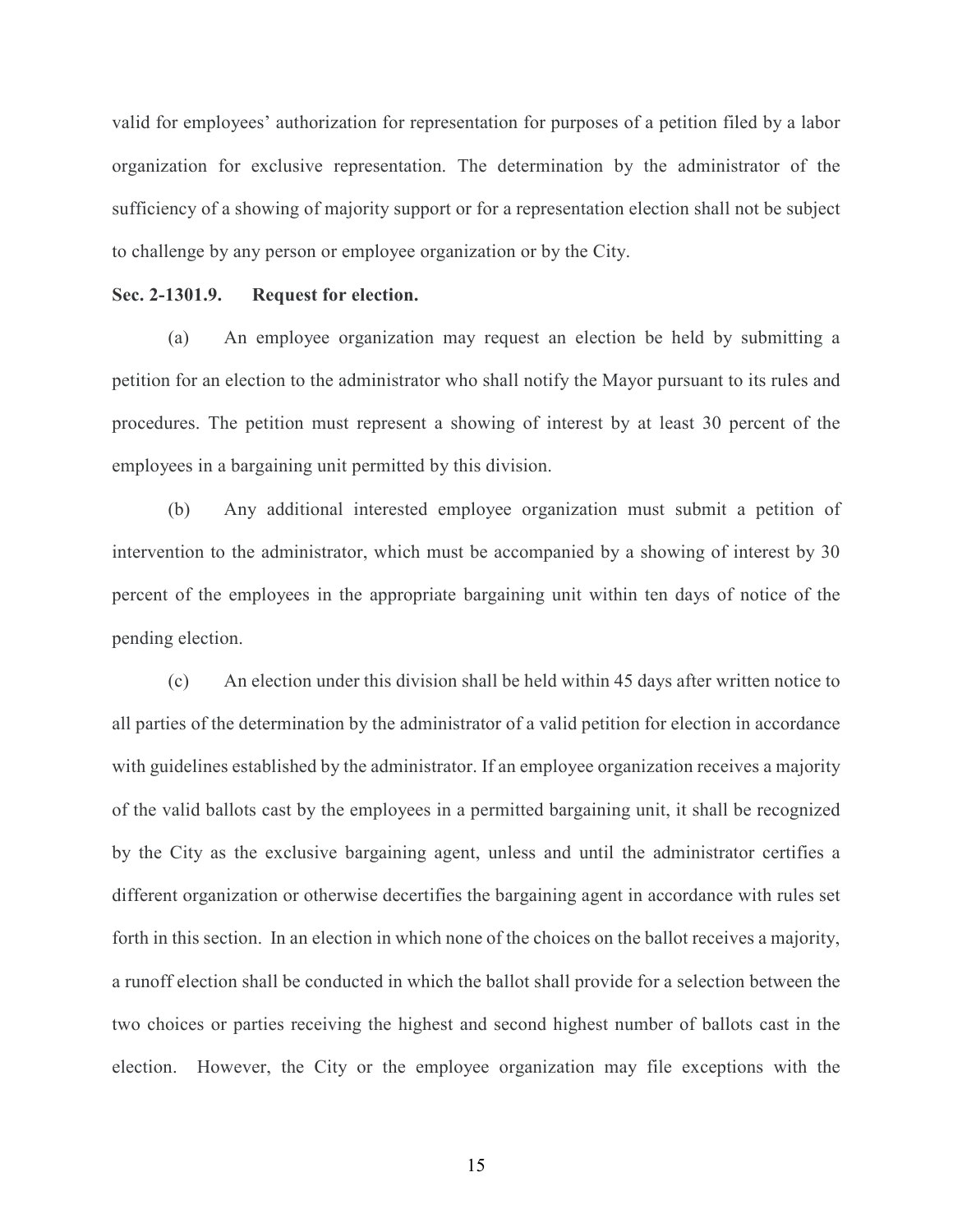valid for employees' authorization for representation for purposes of a petition filed by a labor organization for exclusive representation. The determination by the administrator of the sufficiency of a showing of majority support or for a representation election shall not be subject to challenge by any person or employee organization or by the City.

**Sec. 2-1301.9. Request for election.**

(a) An employee organization may request an election be held by submitting a petition for an election to the administrator who shall notify the Mayor pursuant to its rules and procedures. The petition must represent a showing of interest by at least 30 percent of the employees in a bargaining unit permitted by this division.

(b) Any additional interested employee organization must submit a petition of intervention to the administrator, which must be accompanied by a showing of interest by 30 percent of the employees in the appropriate bargaining unit within ten days of notice of the pending election.

(c) An election under this division shall be held within 45 days after written notice to all parties of the determination by the administrator of a valid petition for election in accordance with guidelines established by the administrator. If an employee organization receives a majority of the valid ballots cast by the employees in a permitted bargaining unit, it shall be recognized by the City as the exclusive bargaining agent, unless and until the administrator certifies a different organization or otherwise decertifies the bargaining agent in accordance with rules set forth in this section. In an election in which none of the choices on the ballot receives a majority, a runoff election shall be conducted in which the ballot shall provide for a selection between the two choices or parties receiving the highest and second highest number of ballots cast in the election. However, the City or the employee organization may file exceptions with the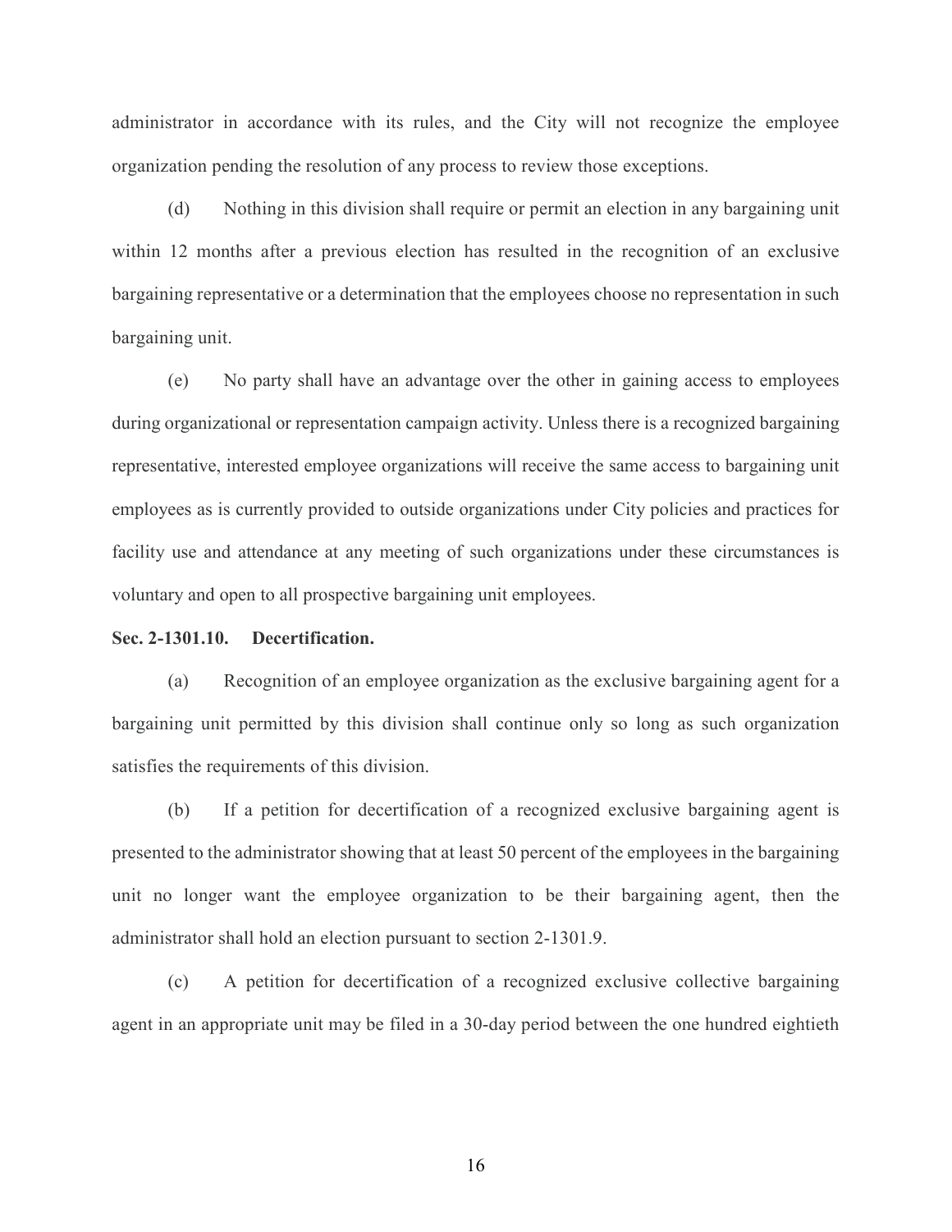administrator in accordance with its rules, and the City will not recognize the employee organization pending the resolution of any process to review those exceptions.

(d) Nothing in this division shall require or permit an election in any bargaining unit within 12 months after a previous election has resulted in the recognition of an exclusive bargaining representative or a determination that the employees choose no representation in such bargaining unit.

(e) No party shall have an advantage over the other in gaining access to employees during organizational or representation campaign activity. Unless there is a recognized bargaining representative, interested employee organizations will receive the same access to bargaining unit employees as is currently provided to outside organizations under City policies and practices for facility use and attendance at any meeting of such organizations under these circumstances is voluntary and open to all prospective bargaining unit employees.

**Sec. 2-1301.10. Decertification.**

(a) Recognition of an employee organization as the exclusive bargaining agent for a bargaining unit permitted by this division shall continue only so long as such organization satisfies the requirements of this division.

(b) If a petition for decertification of a recognized exclusive bargaining agent is presented to the administrator showing that at least 50 percent of the employees in the bargaining unit no longer want the employee organization to be their bargaining agent, then the administrator shall hold an election pursuant to section 2-1301.9.

(c) A petition for decertification of a recognized exclusive collective bargaining agent in an appropriate unit may be filed in a 30-day period between the one hundred eightieth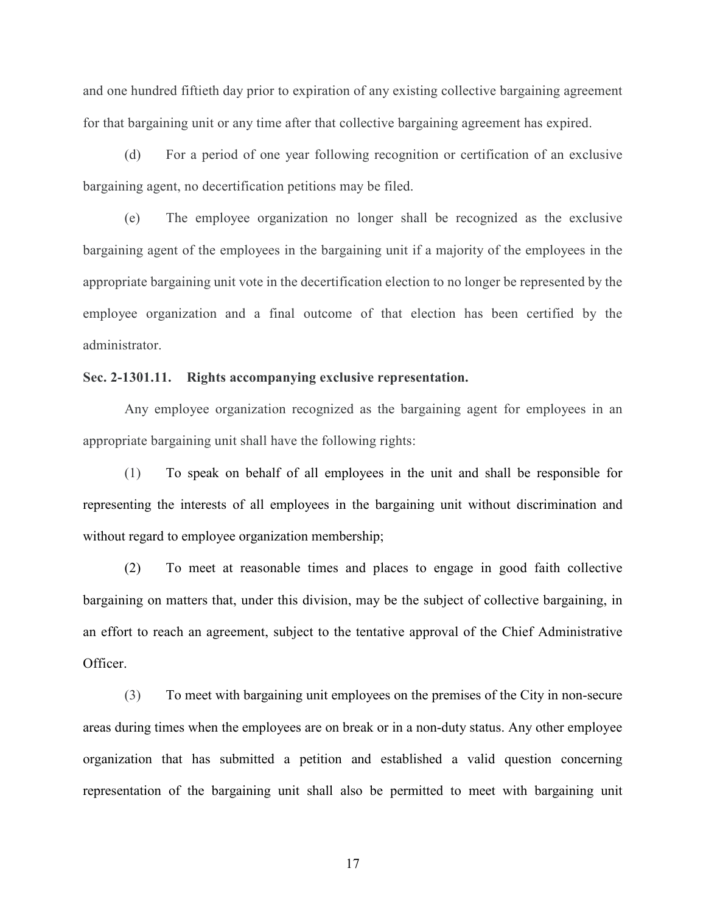and one hundred fiftieth day prior to expiration of any existing collective bargaining agreement for that bargaining unit or any time after that collective bargaining agreement has expired.

(d) For a period of one year following recognition or certification of an exclusive bargaining agent, no decertification petitions may be filed.

(e) The employee organization no longer shall be recognized as the exclusive bargaining agent of the employees in the bargaining unit if a majority of the employees in the appropriate bargaining unit vote in the decertification election to no longer be represented by the employee organization and a final outcome of that election has been certified by the administrator.

**Sec. 2-1301.11. Rights accompanying exclusive representation.**

Any employee organization recognized as the bargaining agent for employees in an appropriate bargaining unit shall have the following rights:

(1) To speak on behalf of all employees in the unit and shall be responsible for representing the interests of all employees in the bargaining unit without discrimination and without regard to employee organization membership;

(2) To meet at reasonable times and places to engage in good faith collective bargaining on matters that, under this division, may be the subject of collective bargaining, in an effort to reach an agreement, subject to the tentative approval of the Chief Administrative Officer.

(3) To meet with bargaining unit employees on the premises of the City in non-secure areas during times when the employees are on break or in a non-duty status. Any other employee organization that has submitted a petition and established a valid question concerning representation of the bargaining unit shall also be permitted to meet with bargaining unit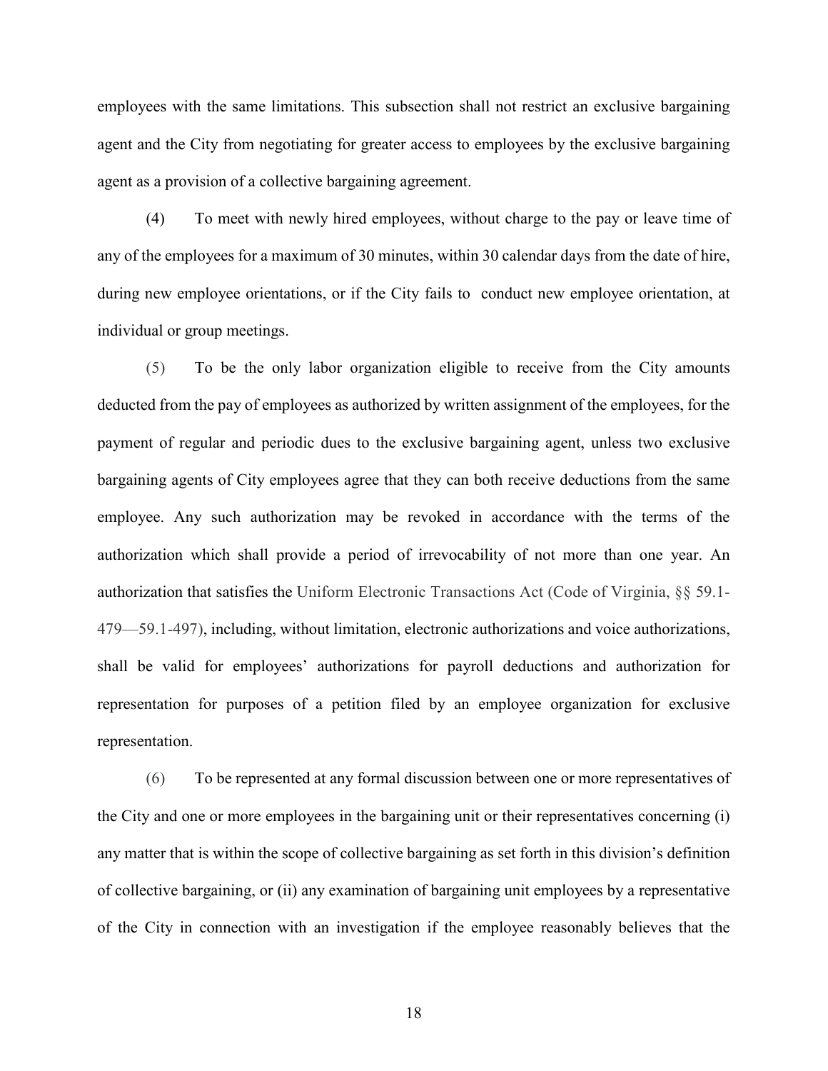employees with the same limitations. This subsection shall not restrict an exclusive bargaining agent and the City from negotiating for greater access to employees by the exclusive bargaining agent as a provision of a collective bargaining agreement.

(4) To meet with newly hired employees, without charge to the pay or leave time of any of the employees for a maximum of 30 minutes, within 30 calendar days from the date of hire, during new employee orientations, or if the City fails to conduct new employee orientation, at individual or group meetings.

(5) To be the only labor organization eligible to receive from the City amounts deducted from the pay of employees as authorized by written assignment of the employees, for the payment of regular and periodic dues to the exclusive bargaining agent, unless two exclusive bargaining agents of City employees agree that they can both receive deductions from the same employee. Any such authorization may be revoked in accordance with the terms of the authorization which shall provide a period of irrevocability of not more than one year. An authorization that satisfies the Uniform Electronic Transactions Act (Code of Virginia, §§ 59.1-479—59.1-497), including, without limitation, electronic authorizations and voice authorizations, shall be valid for employees' authorizations for payroll deductions and authorization for representation for purposes of a petition filed by an employee organization for exclusive representation.

(6) To be represented at any formal discussion between one or more representatives of the City and one or more employees in the bargaining unit or their representatives concerning (i) any matter that is within the scope of collective bargaining as set forth in this division's definition of collective bargaining, or (ii) any examination of bargaining unit employees by a representative of the City in connection with an investigation if the employee reasonably believes that the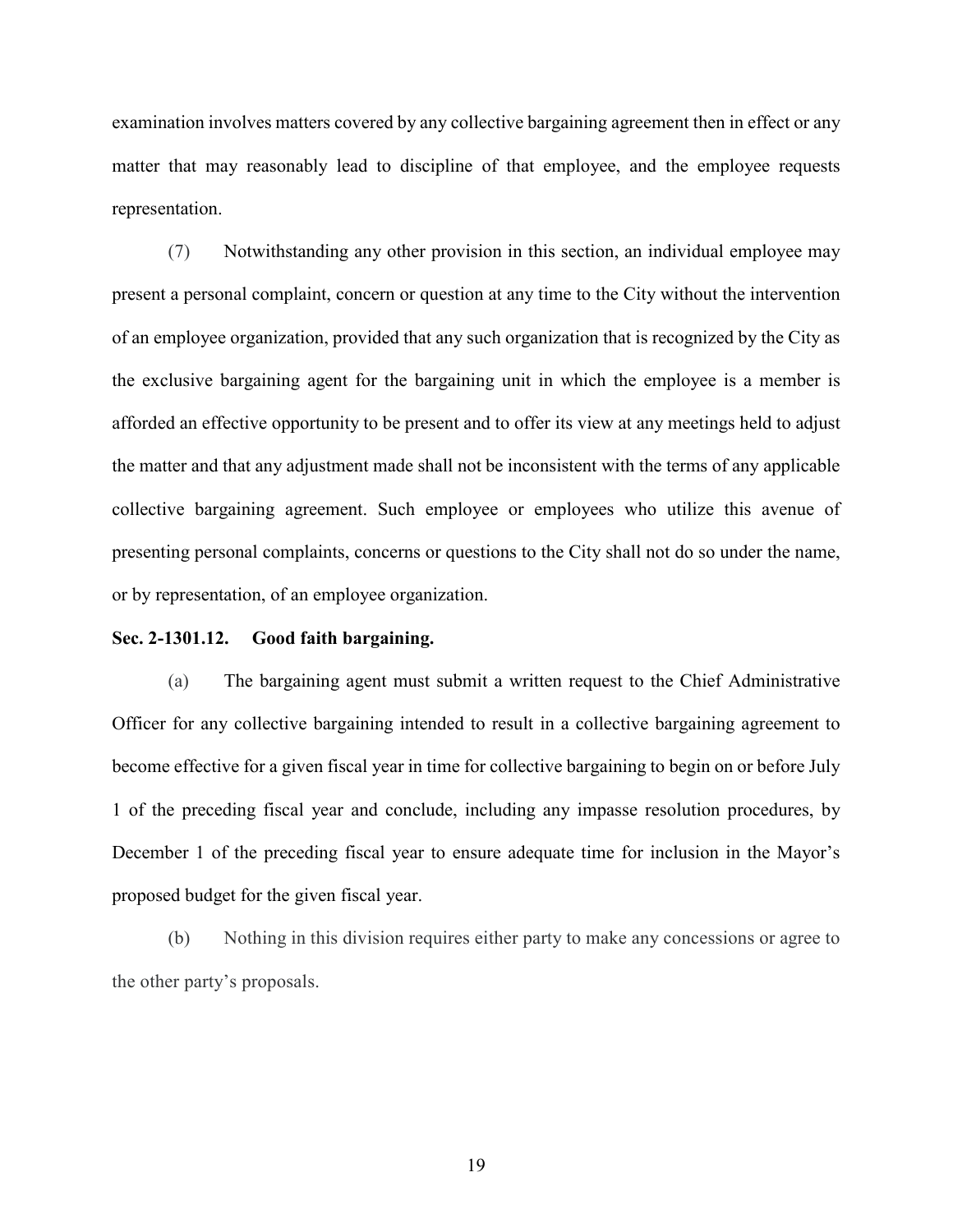examination involves matters covered by any collective bargaining agreement then in effect or any matter that may reasonably lead to discipline of that employee, and the employee requests representation.

(7) Notwithstanding any other provision in this section, an individual employee may present a personal complaint, concern or question at any time to the City without the intervention of an employee organization, provided that any such organization that is recognized by the City as the exclusive bargaining agent for the bargaining unit in which the employee is a member is afforded an effective opportunity to be present and to offer its view at any meetings held to adjust the matter and that any adjustment made shall not be inconsistent with the terms of any applicable collective bargaining agreement. Such employee or employees who utilize this avenue of presenting personal complaints, concerns or questions to the City shall not do so under the name, or by representation, of an employee organization.

**Sec. 2-1301.12. Good faith bargaining.**

(a) The bargaining agent must submit a written request to the Chief Administrative Officer for any collective bargaining intended to result in a collective bargaining agreement to become effective for a given fiscal year in time for collective bargaining to begin on or before July 1 of the preceding fiscal year and conclude, including any impasse resolution procedures, by December 1 of the preceding fiscal year to ensure adequate time for inclusion in the Mayor's proposed budget for the given fiscal year.

(b) Nothing in this division requires either party to make any concessions or agree to the other party's proposals.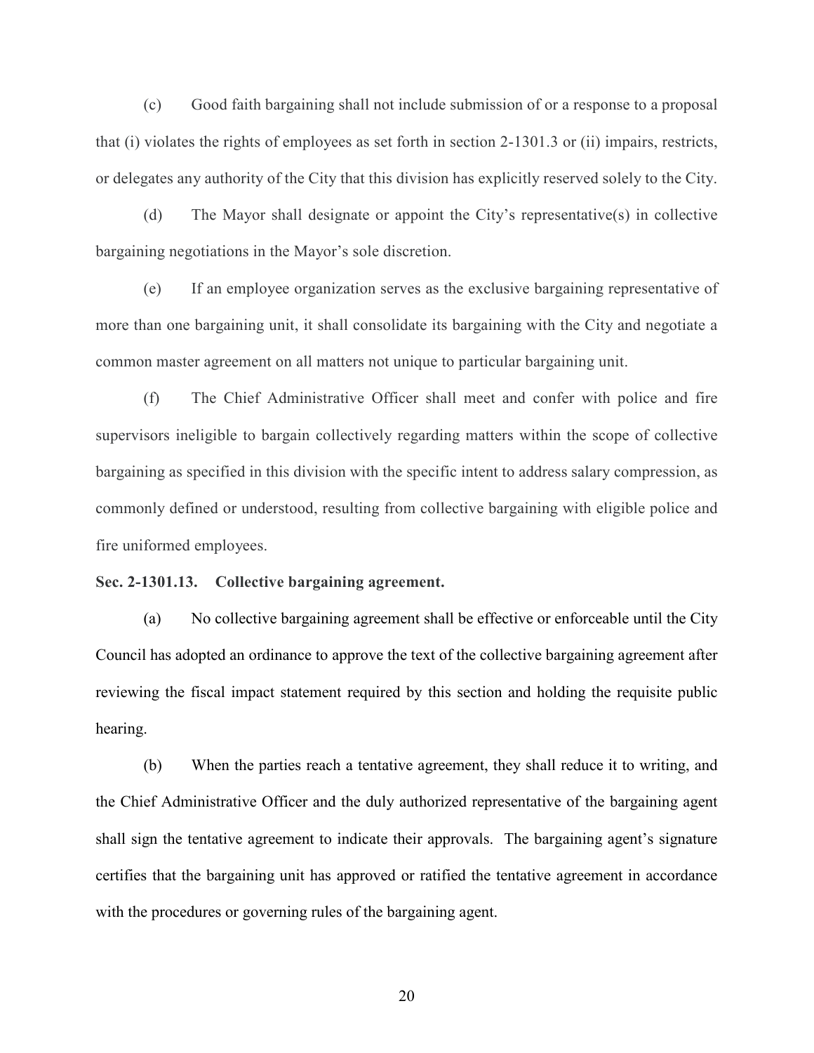(c) Good faith bargaining shall not include submission of or a response to a proposal that (i) violates the rights of employees as set forth in section 2-1301.3 or (ii) impairs, restricts, or delegates any authority of the City that this division has explicitly reserved solely to the City.

(d) The Mayor shall designate or appoint the City's representative(s) in collective bargaining negotiations in the Mayor's sole discretion.

(e) If an employee organization serves as the exclusive bargaining representative of more than one bargaining unit, it shall consolidate its bargaining with the City and negotiate a common master agreement on all matters not unique to particular bargaining unit.

(f) The Chief Administrative Officer shall meet and confer with police and fire supervisors ineligible to bargain collectively regarding matters within the scope of collective bargaining as specified in this division with the specific intent to address salary compression, as commonly defined or understood, resulting from collective bargaining with eligible police and fire uniformed employees.

**Sec. 2-1301.13. Collective bargaining agreement.**

(a) No collective bargaining agreement shall be effective or enforceable until the City Council has adopted an ordinance to approve the text of the collective bargaining agreement after reviewing the fiscal impact statement required by this section and holding the requisite public hearing.

(b) When the parties reach a tentative agreement, they shall reduce it to writing, and the Chief Administrative Officer and the duly authorized representative of the bargaining agent shall sign the tentative agreement to indicate their approvals. The bargaining agent's signature certifies that the bargaining unit has approved or ratified the tentative agreement in accordance with the procedures or governing rules of the bargaining agent.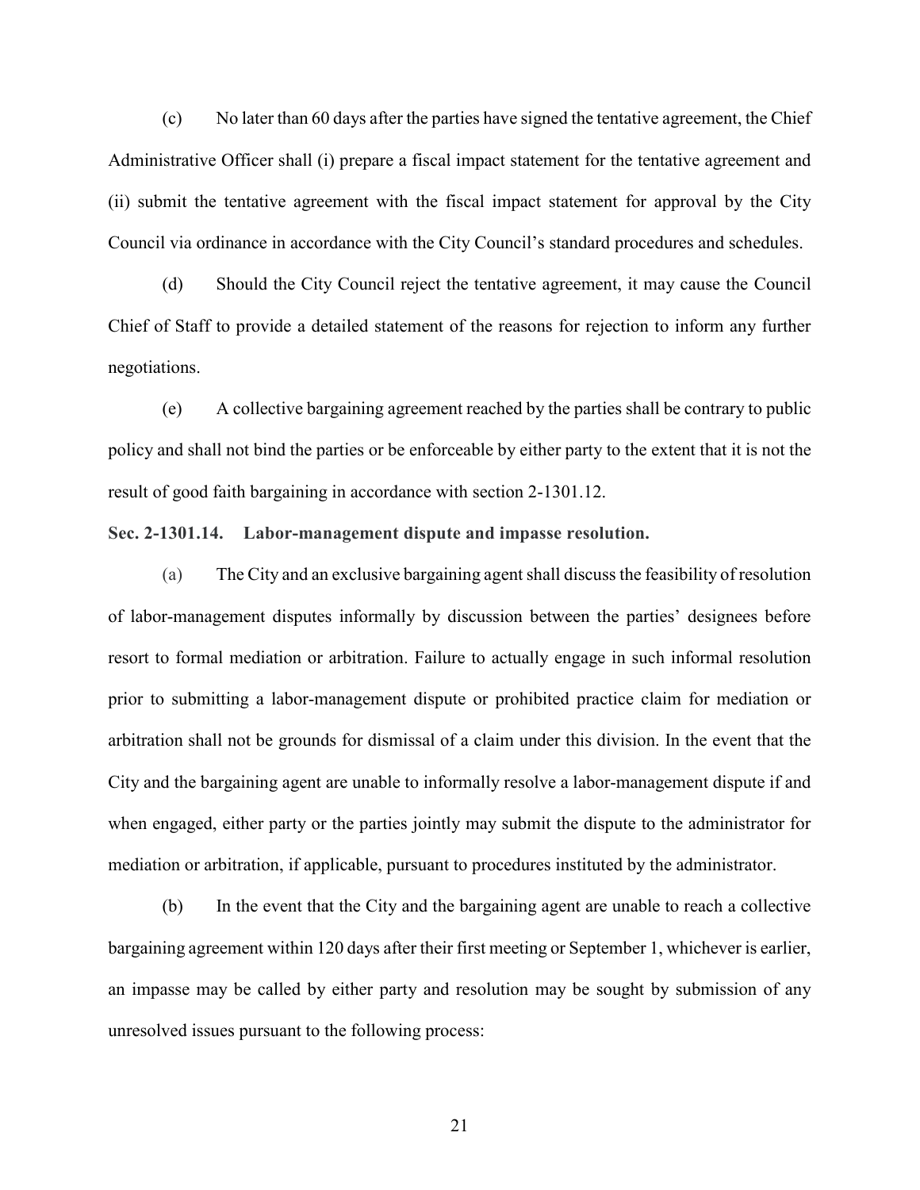(c) No later than 60 days after the parties have signed the tentative agreement, the Chief Administrative Officer shall (i) prepare a fiscal impact statement for the tentative agreement and (ii) submit the tentative agreement with the fiscal impact statement for approval by the City Council via ordinance in accordance with the City Council's standard procedures and schedules.

(d) Should the City Council reject the tentative agreement, it may cause the Council Chief of Staff to provide a detailed statement of the reasons for rejection to inform any further negotiations.

(e) A collective bargaining agreement reached by the parties shall be contrary to public policy and shall not bind the parties or be enforceable by either party to the extent that it is not the result of good faith bargaining in accordance with section 2-1301.12.

**Sec. 2-1301.14. Labor-management dispute and impasse resolution.**

(a) The City and an exclusive bargaining agent shall discuss the feasibility of resolution of labor-management disputes informally by discussion between the parties' designees before resort to formal mediation or arbitration. Failure to actually engage in such informal resolution prior to submitting a labor-management dispute or prohibited practice claim for mediation or arbitration shall not be grounds for dismissal of a claim under this division. In the event that the City and the bargaining agent are unable to informally resolve a labor-management dispute if and when engaged, either party or the parties jointly may submit the dispute to the administrator for mediation or arbitration, if applicable, pursuant to procedures instituted by the administrator.

(b) In the event that the City and the bargaining agent are unable to reach a collective bargaining agreement within 120 days after their first meeting or September 1, whichever is earlier, an impasse may be called by either party and resolution may be sought by submission of any unresolved issues pursuant to the following process: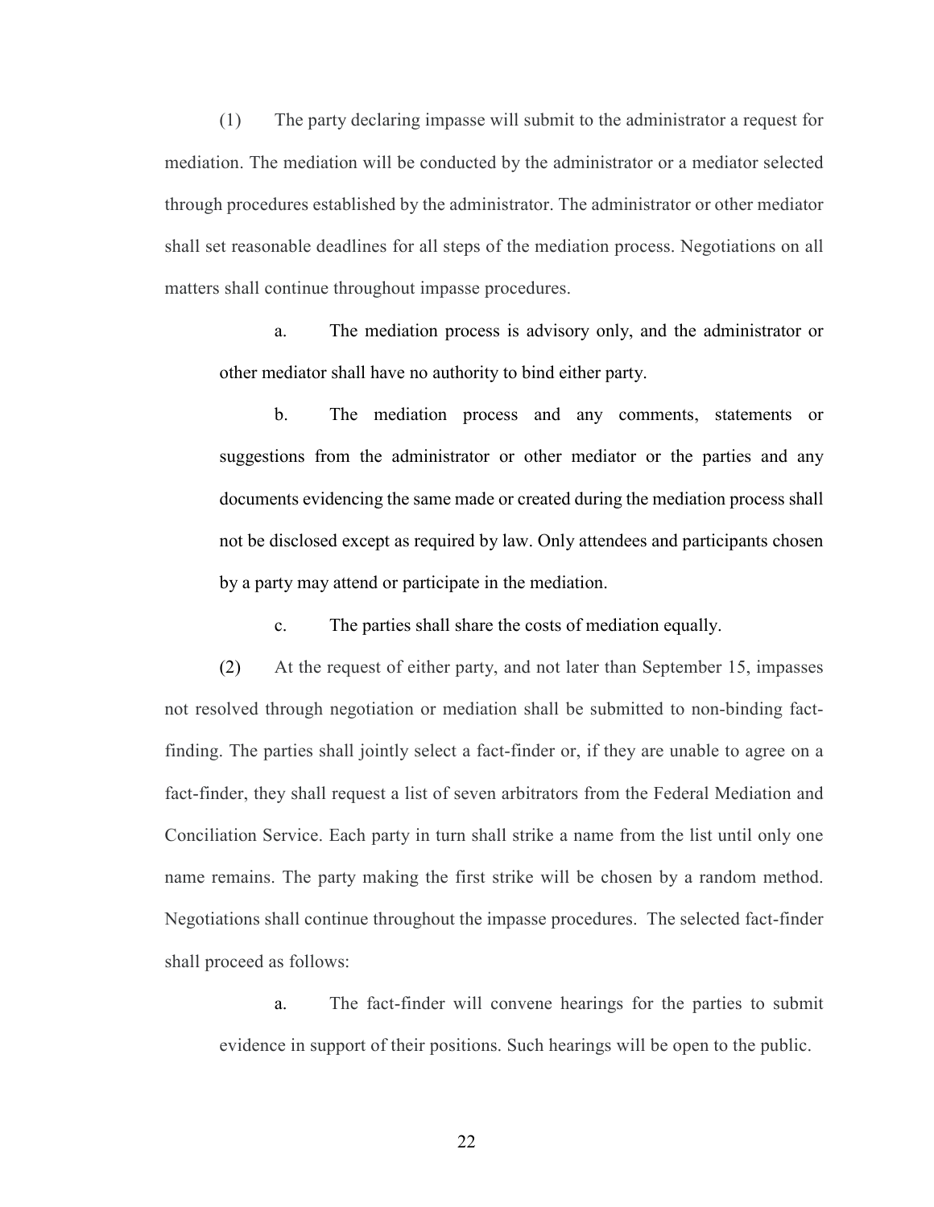(1) The party declaring impasse will submit to the administrator a request for mediation. The mediation will be conducted by the administrator or a mediator selected through procedures established by the administrator. The administrator or other mediator shall set reasonable deadlines for all steps of the mediation process. Negotiations on all matters shall continue throughout impasse procedures.

> a. The mediation process is advisory only, and the administrator or other mediator shall have no authority to bind either party.
>
> b. The mediation process and any comments, statements or suggestions from the administrator or other mediator or the parties and any documents evidencing the same made or created during the mediation process shall not be disclosed except as required by law. Only attendees and participants chosen by a party may attend or participate in the mediation.
>
> c. The parties shall share the costs of mediation equally.

(2) At the request of either party, and not later than September 15, impasses not resolved through negotiation or mediation shall be submitted to non-binding fact-finding. The parties shall jointly select a fact-finder or, if they are unable to agree on a fact-finder, they shall request a list of seven arbitrators from the Federal Mediation and Conciliation Service. Each party in turn shall strike a name from the list until only one name remains. The party making the first strike will be chosen by a random method. Negotiations shall continue throughout the impasse procedures. The selected fact-finder shall proceed as follows:

> a. The fact-finder will convene hearings for the parties to submit evidence in support of their positions. Such hearings will be open to the public.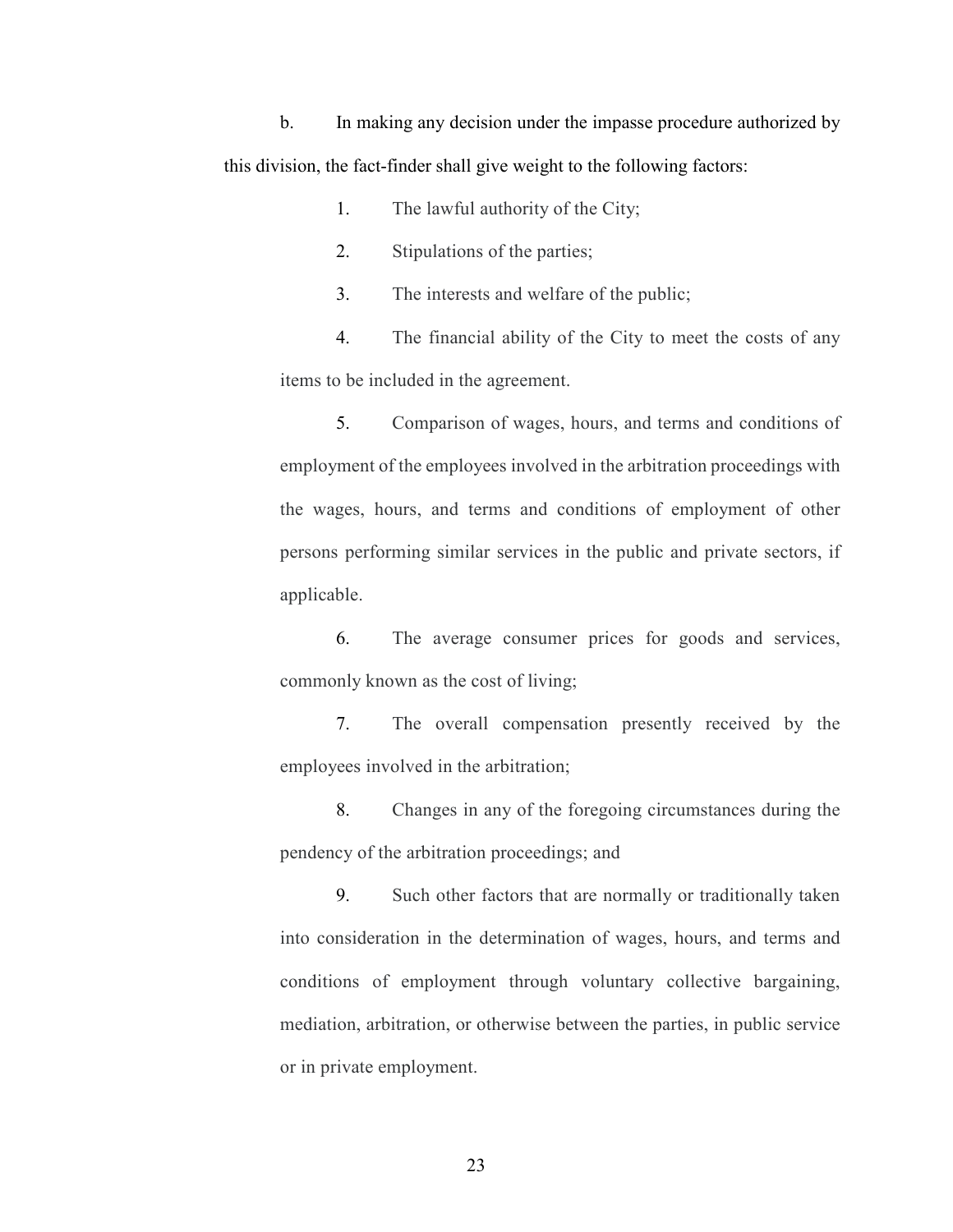b. In making any decision under the impasse procedure authorized by this division, the fact-finder shall give weight to the following factors:

1. The lawful authority of the City;

2. Stipulations of the parties;

3. The interests and welfare of the public;

4. The financial ability of the City to meet the costs of any items to be included in the agreement.

5. Comparison of wages, hours, and terms and conditions of employment of the employees involved in the arbitration proceedings with the wages, hours, and terms and conditions of employment of other persons performing similar services in the public and private sectors, if applicable.

6. The average consumer prices for goods and services, commonly known as the cost of living;

7. The overall compensation presently received by the employees involved in the arbitration;

8. Changes in any of the foregoing circumstances during the pendency of the arbitration proceedings; and

9. Such other factors that are normally or traditionally taken into consideration in the determination of wages, hours, and terms and conditions of employment through voluntary collective bargaining, mediation, arbitration, or otherwise between the parties, in public service or in private employment.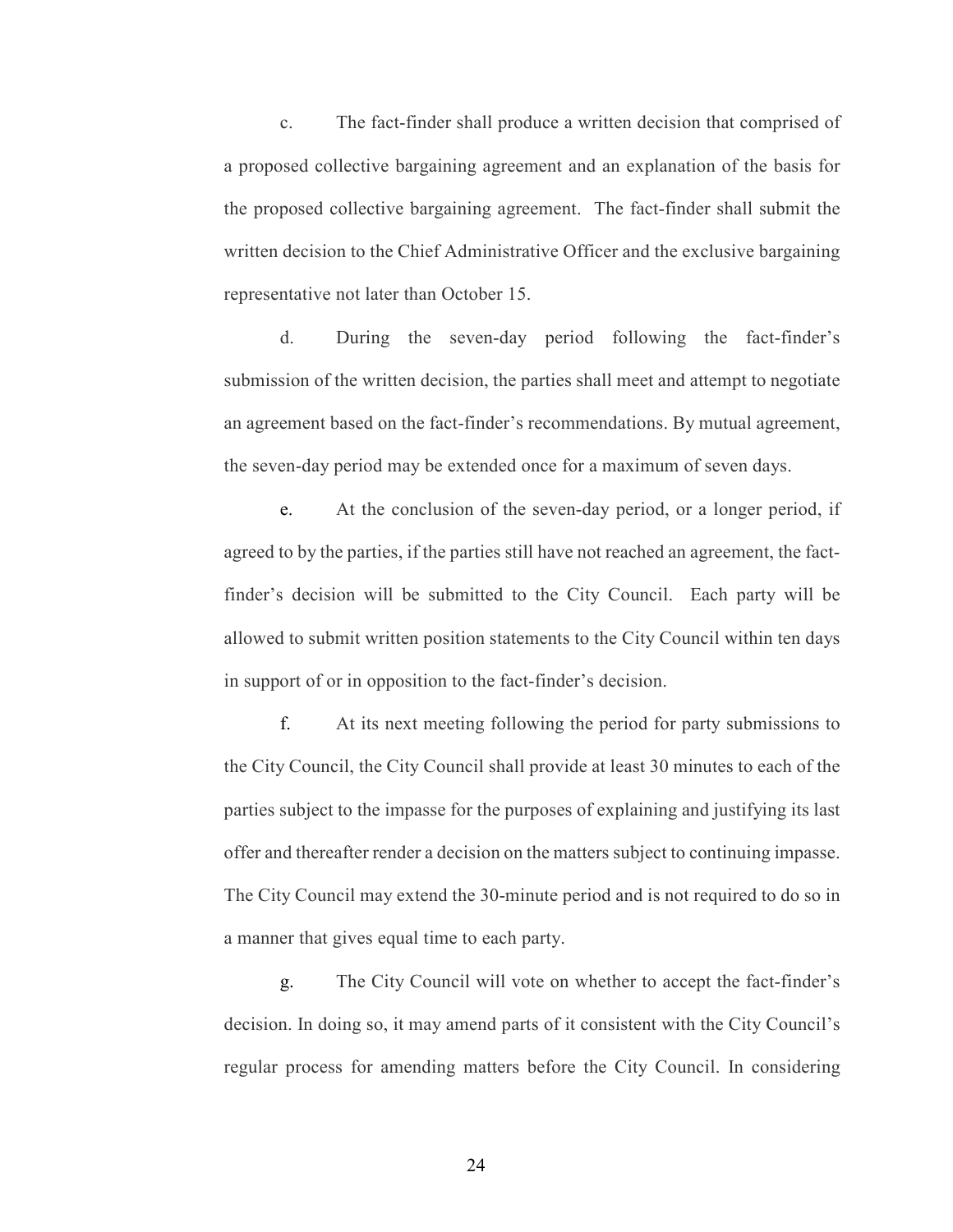c. The fact-finder shall produce a written decision that comprised of a proposed collective bargaining agreement and an explanation of the basis for the proposed collective bargaining agreement. The fact-finder shall submit the written decision to the Chief Administrative Officer and the exclusive bargaining representative not later than October 15.

d. During the seven-day period following the fact-finder's submission of the written decision, the parties shall meet and attempt to negotiate an agreement based on the fact-finder's recommendations. By mutual agreement, the seven-day period may be extended once for a maximum of seven days.

e. At the conclusion of the seven-day period, or a longer period, if agreed to by the parties, if the parties still have not reached an agreement, the fact-finder's decision will be submitted to the City Council. Each party will be allowed to submit written position statements to the City Council within ten days in support of or in opposition to the fact-finder's decision.

f. At its next meeting following the period for party submissions to the City Council, the City Council shall provide at least 30 minutes to each of the parties subject to the impasse for the purposes of explaining and justifying its last offer and thereafter render a decision on the matters subject to continuing impasse. The City Council may extend the 30-minute period and is not required to do so in a manner that gives equal time to each party.

g. The City Council will vote on whether to accept the fact-finder's decision. In doing so, it may amend parts of it consistent with the City Council's regular process for amending matters before the City Council. In considering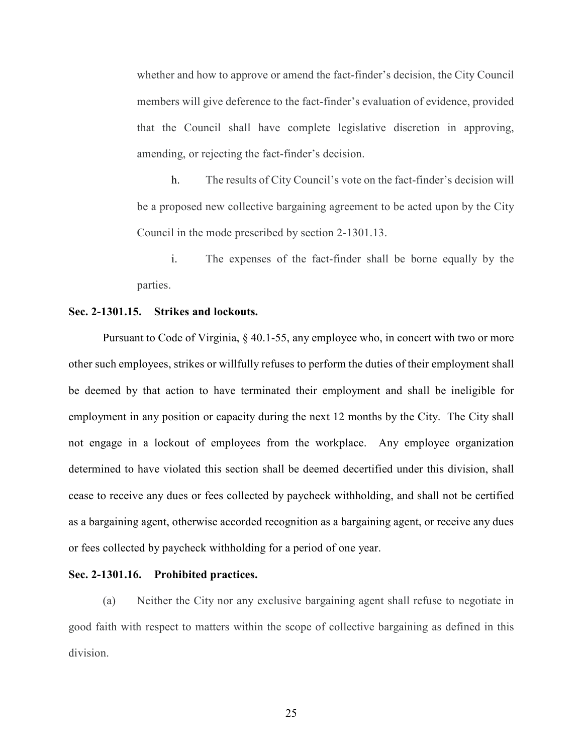whether and how to approve or amend the fact-finder's decision, the City Council members will give deference to the fact-finder's evaluation of evidence, provided that the Council shall have complete legislative discretion in approving, amending, or rejecting the fact-finder's decision.

h. The results of City Council's vote on the fact-finder's decision will be a proposed new collective bargaining agreement to be acted upon by the City Council in the mode prescribed by section 2-1301.13.

i. The expenses of the fact-finder shall be borne equally by the parties.

**Sec. 2-1301.15. Strikes and lockouts.**

Pursuant to Code of Virginia, § 40.1-55, any employee who, in concert with two or more other such employees, strikes or willfully refuses to perform the duties of their employment shall be deemed by that action to have terminated their employment and shall be ineligible for employment in any position or capacity during the next 12 months by the City. The City shall not engage in a lockout of employees from the workplace. Any employee organization determined to have violated this section shall be deemed decertified under this division, shall cease to receive any dues or fees collected by paycheck withholding, and shall not be certified as a bargaining agent, otherwise accorded recognition as a bargaining agent, or receive any dues or fees collected by paycheck withholding for a period of one year.

**Sec. 2-1301.16. Prohibited practices.**

(a) Neither the City nor any exclusive bargaining agent shall refuse to negotiate in good faith with respect to matters within the scope of collective bargaining as defined in this division.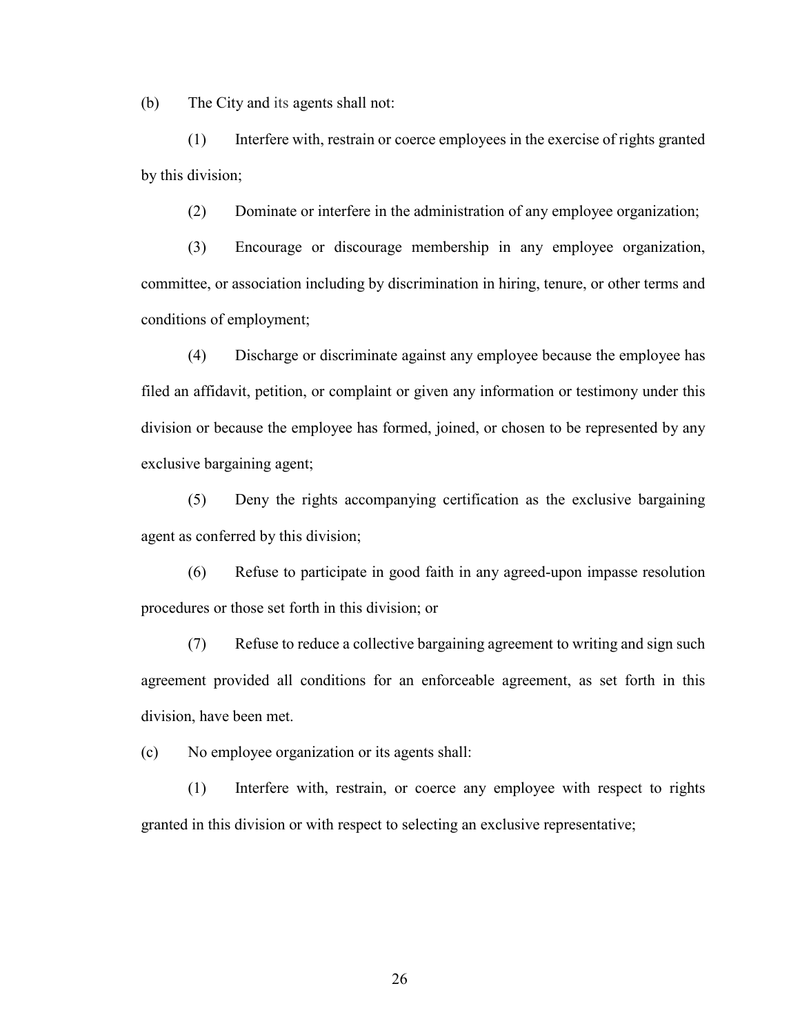(b) The City and its agents shall not:

(1) Interfere with, restrain or coerce employees in the exercise of rights granted by this division;

(2) Dominate or interfere in the administration of any employee organization;

(3) Encourage or discourage membership in any employee organization, committee, or association including by discrimination in hiring, tenure, or other terms and conditions of employment;

(4) Discharge or discriminate against any employee because the employee has filed an affidavit, petition, or complaint or given any information or testimony under this division or because the employee has formed, joined, or chosen to be represented by any exclusive bargaining agent;

(5) Deny the rights accompanying certification as the exclusive bargaining agent as conferred by this division;

(6) Refuse to participate in good faith in any agreed-upon impasse resolution procedures or those set forth in this division; or

(7) Refuse to reduce a collective bargaining agreement to writing and sign such agreement provided all conditions for an enforceable agreement, as set forth in this division, have been met.

(c) No employee organization or its agents shall:

(1) Interfere with, restrain, or coerce any employee with respect to rights granted in this division or with respect to selecting an exclusive representative;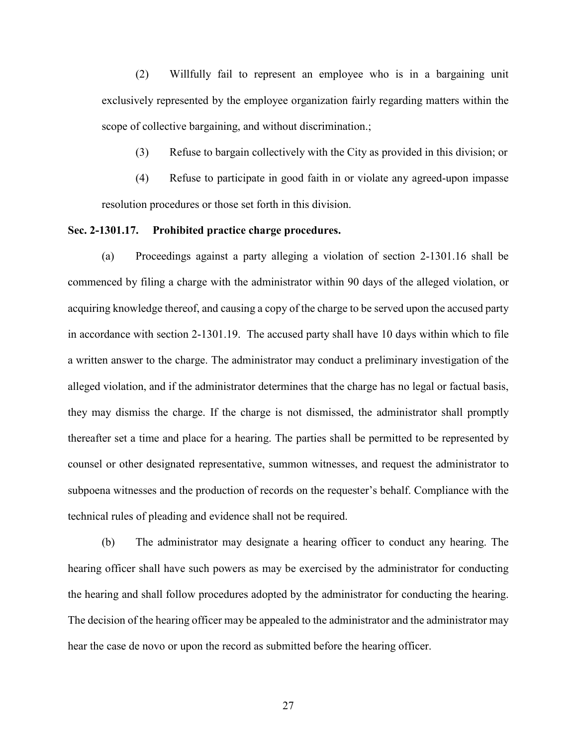(2) Willfully fail to represent an employee who is in a bargaining unit exclusively represented by the employee organization fairly regarding matters within the scope of collective bargaining, and without discrimination.;

(3) Refuse to bargain collectively with the City as provided in this division; or

(4) Refuse to participate in good faith in or violate any agreed-upon impasse resolution procedures or those set forth in this division.

**Sec. 2-1301.17. Prohibited practice charge procedures.**

(a) Proceedings against a party alleging a violation of section 2-1301.16 shall be commenced by filing a charge with the administrator within 90 days of the alleged violation, or acquiring knowledge thereof, and causing a copy of the charge to be served upon the accused party in accordance with section 2-1301.19. The accused party shall have 10 days within which to file a written answer to the charge. The administrator may conduct a preliminary investigation of the alleged violation, and if the administrator determines that the charge has no legal or factual basis, they may dismiss the charge. If the charge is not dismissed, the administrator shall promptly thereafter set a time and place for a hearing. The parties shall be permitted to be represented by counsel or other designated representative, summon witnesses, and request the administrator to subpoena witnesses and the production of records on the requester's behalf. Compliance with the technical rules of pleading and evidence shall not be required.

(b) The administrator may designate a hearing officer to conduct any hearing. The hearing officer shall have such powers as may be exercised by the administrator for conducting the hearing and shall follow procedures adopted by the administrator for conducting the hearing. The decision of the hearing officer may be appealed to the administrator and the administrator may hear the case de novo or upon the record as submitted before the hearing officer.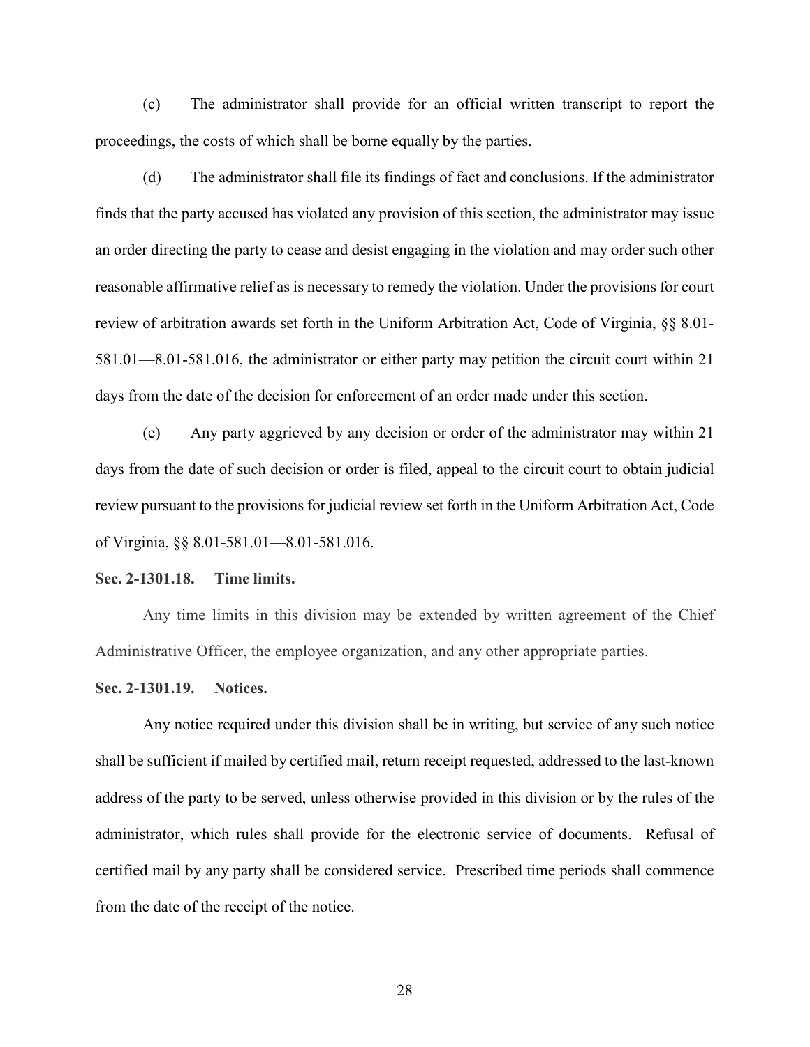(c) The administrator shall provide for an official written transcript to report the proceedings, the costs of which shall be borne equally by the parties.

(d) The administrator shall file its findings of fact and conclusions. If the administrator finds that the party accused has violated any provision of this section, the administrator may issue an order directing the party to cease and desist engaging in the violation and may order such other reasonable affirmative relief as is necessary to remedy the violation. Under the provisions for court review of arbitration awards set forth in the Uniform Arbitration Act, Code of Virginia, §§ 8.01-581.01—8.01-581.016, the administrator or either party may petition the circuit court within 21 days from the date of the decision for enforcement of an order made under this section.

(e) Any party aggrieved by any decision or order of the administrator may within 21 days from the date of such decision or order is filed, appeal to the circuit court to obtain judicial review pursuant to the provisions for judicial review set forth in the Uniform Arbitration Act, Code of Virginia, §§ 8.01-581.01—8.01-581.016.

**Sec. 2-1301.18. Time limits.**

Any time limits in this division may be extended by written agreement of the Chief Administrative Officer, the employee organization, and any other appropriate parties.

**Sec. 2-1301.19. Notices.**

Any notice required under this division shall be in writing, but service of any such notice shall be sufficient if mailed by certified mail, return receipt requested, addressed to the last-known address of the party to be served, unless otherwise provided in this division or by the rules of the administrator, which rules shall provide for the electronic service of documents. Refusal of certified mail by any party shall be considered service. Prescribed time periods shall commence from the date of the receipt of the notice.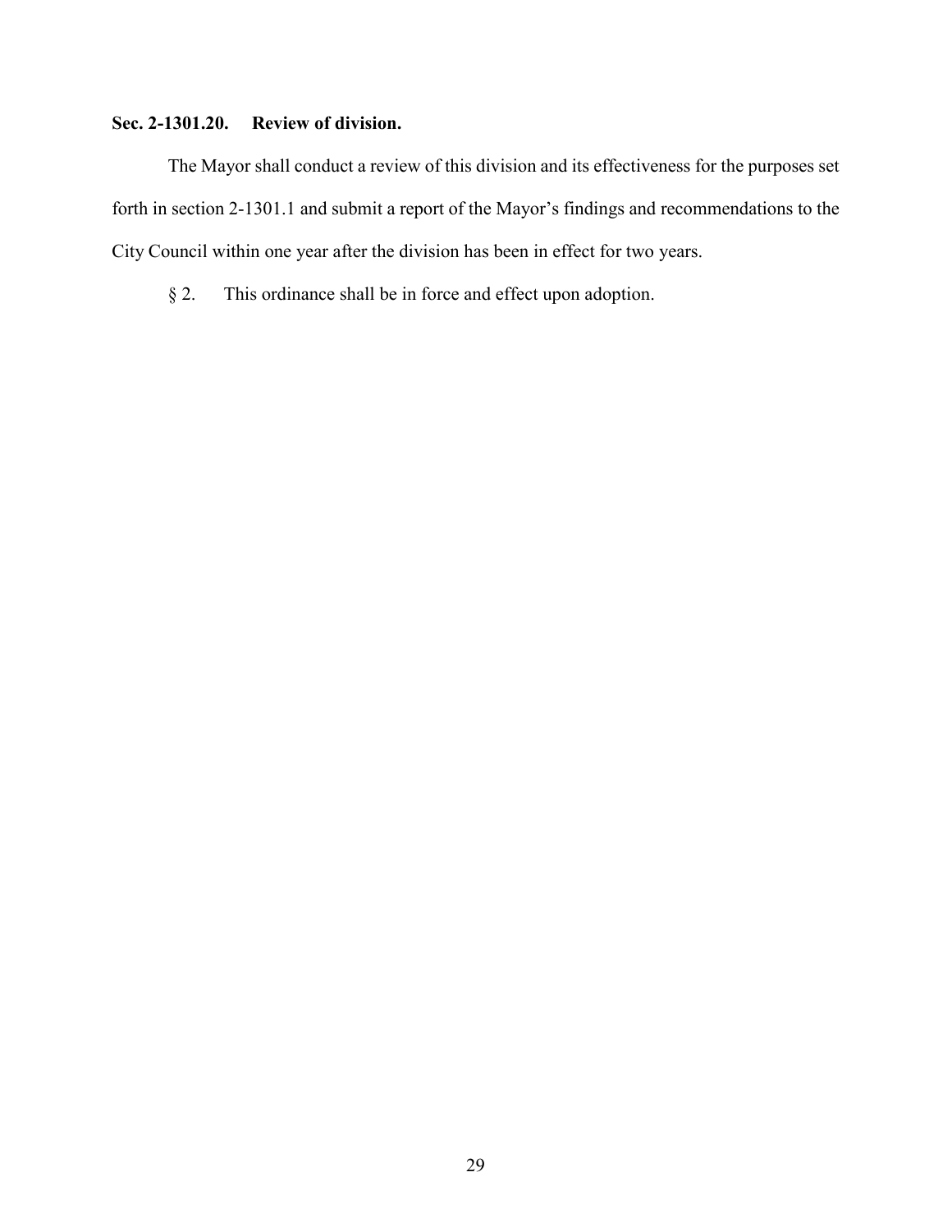**Sec. 2-1301.20. Review of division.**

The Mayor shall conduct a review of this division and its effectiveness for the purposes set forth in section 2-1301.1 and submit a report of the Mayor’s findings and recommendations to the City Council within one year after the division has been in effect for two years.

§ 2. This ordinance shall be in force and effect upon adoption.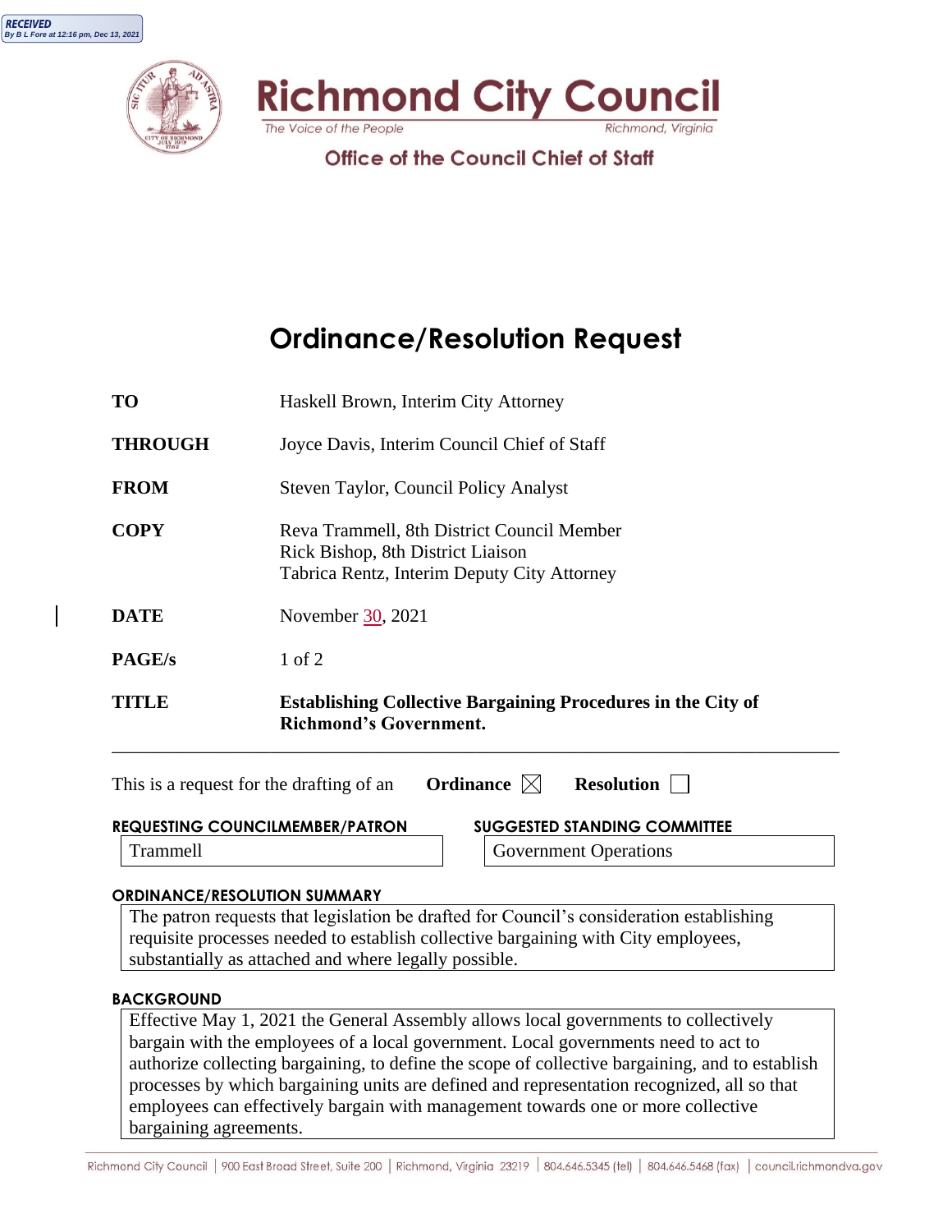RECEIVED
By B L Fore at 12:16 pm, Dec 13, 2021

# Richmond City Council

The Voice of the People — Richmond, Virginia

## Office of the Council Chief of Staff

# Ordinance/Resolution Request

| | |
|---|---|
| **TO** | Haskell Brown, Interim City Attorney |
| **THROUGH** | Joyce Davis, Interim Council Chief of Staff |
| **FROM** | Steven Taylor, Council Policy Analyst |
| **COPY** | Reva Trammell, 8th District Council Member<br>Rick Bishop, 8th District Liaison<br>Tabrica Rentz, Interim Deputy City Attorney |
| **DATE** | November 30, 2021 |
| **PAGE/s** | 1 of 2 |
| **TITLE** | **Establishing Collective Bargaining Procedures in the City of Richmond's Government.** |

This is a request for the drafting of an **Ordinance** ☒ **Resolution** ☐

| **REQUESTING COUNCILMEMBER/PATRON** | **SUGGESTED STANDING COMMITTEE** |
|---|---|
| Trammell | Government Operations |

**ORDINANCE/RESOLUTION SUMMARY**

The patron requests that legislation be drafted for Council's consideration establishing requisite processes needed to establish collective bargaining with City employees, substantially as attached and where legally possible.

**BACKGROUND**

Effective May 1, 2021 the General Assembly allows local governments to collectively bargain with the employees of a local government. Local governments need to act to authorize collecting bargaining, to define the scope of collective bargaining, and to establish processes by which bargaining units are defined and representation recognized, all so that employees can effectively bargain with management towards one or more collective bargaining agreements.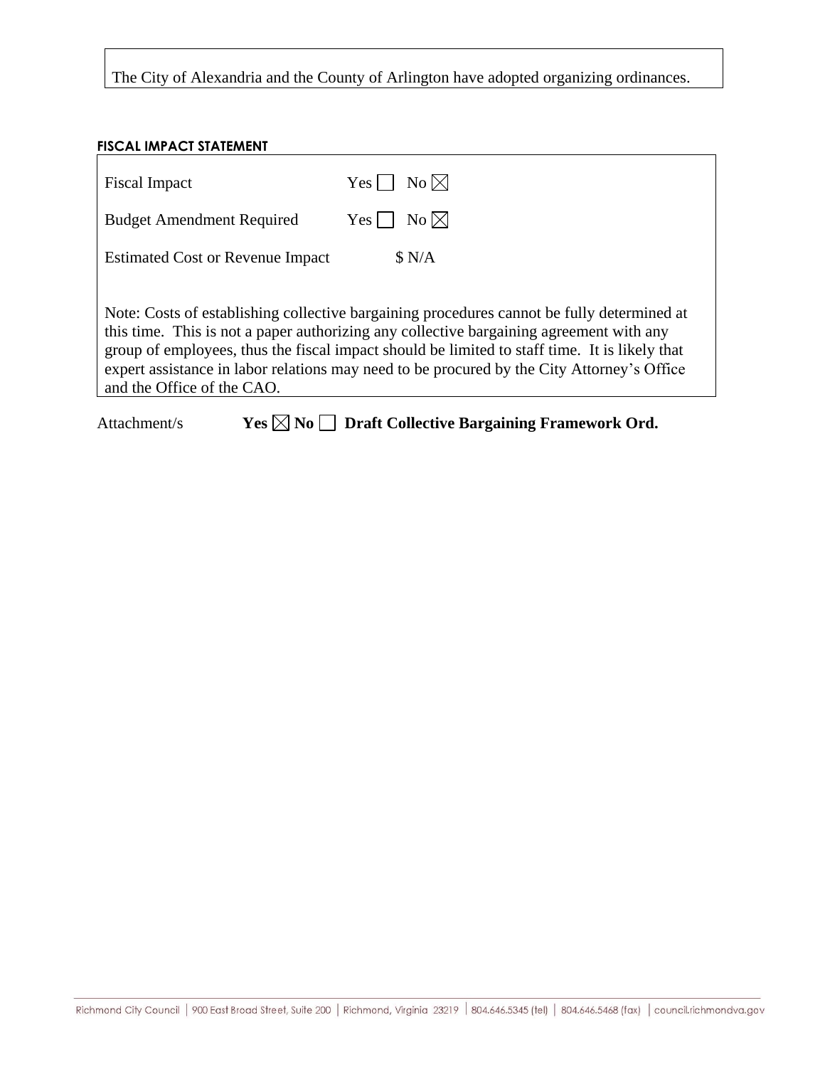The City of Alexandria and the County of Arlington have adopted organizing ordinances.

#### FISCAL IMPACT STATEMENT

Fiscal Impact Yes ☐ No ☒

Budget Amendment Required Yes ☐ No ☒

Estimated Cost or Revenue Impact $ N/A

Note: Costs of establishing collective bargaining procedures cannot be fully determined at this time. This is not a paper authorizing any collective bargaining agreement with any group of employees, thus the fiscal impact should be limited to staff time. It is likely that expert assistance in labor relations may need to be procured by the City Attorney's Office and the Office of the CAO.

Attachment/s **Yes ☒ No ☐ Draft Collective Bargaining Framework Ord.**